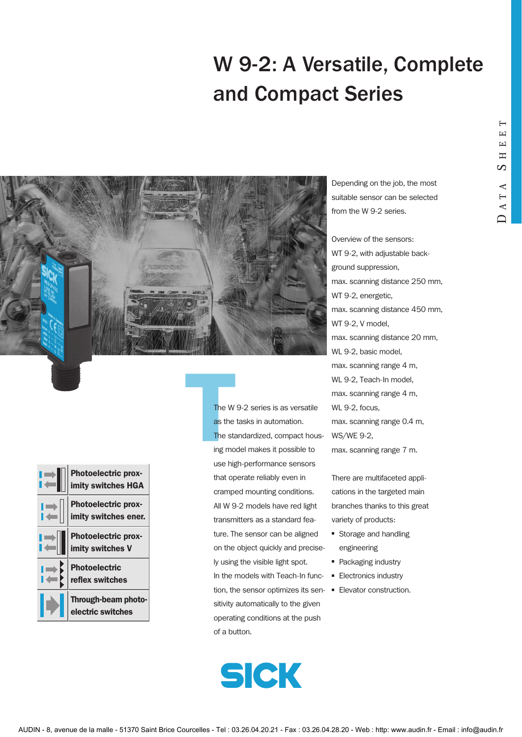# W 9-2: A Versatile, Complete and Compact Series

DATA SHEET

The W 9-2 series is as versatile as the tasks in automation. The standardized, compact housing model makes it possible to use high-performance sensors that operate reliably even in cramped mounting conditions. All W 9-2 models have red light transmitters as a standard feature. The sensor can be aligned on the object quickly and precisely using the visible light spot. In the models with Teach-In function, the sensor optimizes its sensitivity automatically to the given operating conditions at the push of a button.

Depending on the job, the most suitable sensor can be selected from the W 9-2 series.

Overview of the sensors:

WT 9-2, with adjustable background suppression,
max. scanning distance 250 mm,
WT 9-2, energetic,
max. scanning distance 450 mm,
WT 9-2, V model,
max. scanning distance 20 mm,
WL 9-2, basic model,
max. scanning range 4 m,
WL 9-2, Teach-In model,
max. scanning range 4 m,
WL 9-2, focus,
max. scanning range 0.4 m,
WS/WE 9-2,
max. scanning range 7 m.

There are multifaceted applications in the targeted main branches thanks to this great variety of products:

- Storage and handling engineering
- Packaging industry
- Electronics industry
- Elevator construction.

**Photoelectric proximity switches HGA**

**Photoelectric proximity switches ener.**

**Photoelectric proximity switches V**

**Photoelectric reflex switches**

**Through-beam photoelectric switches**

SICK

AUDIN - 8, avenue de la malle - 51370 Saint Brice Courcelles - Tel : 03.26.04.20.21 - Fax : 03.26.04.28.20 - Web : http: www.audin.fr - Email : info@audin.fr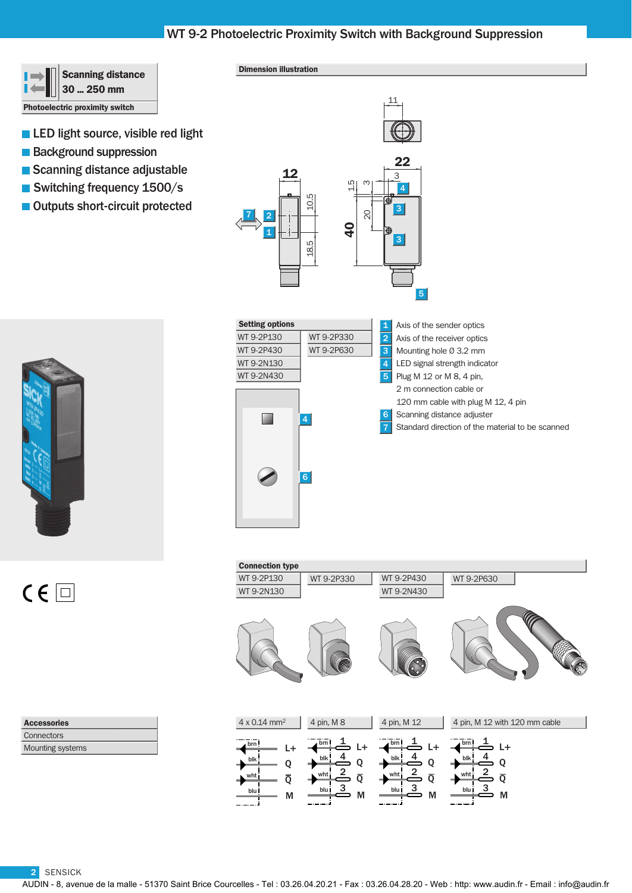# WT 9-2 Photoelectric Proximity Switch with Background Suppression

**Scanning distance 30 ... 250 mm**

**Photoelectric proximity switch**

- LED light source, visible red light
- Background suppression
- Scanning distance adjustable
- Switching frequency 1500/s
- Outputs short-circuit protected

**Dimension illustration**

**Setting options**

| | |
|---|---|
| WT 9-2P130 | WT 9-2P330 |
| WT 9-2P430 | WT 9-2P630 |
| WT 9-2N130 | |
| WT 9-2N430 | |

1. Axis of the sender optics
2. Axis of the receiver optics
3. Mounting hole Ø 3.2 mm
4. LED signal strength indicator
5. Plug M 12 or M 8, 4 pin, 2 m connection cable or 120 mm cable with plug M 12, 4 pin
6. Scanning distance adjuster
7. Standard direction of the material to be scanned

**Connection type**

| WT 9-2P130 / WT 9-2N130 | WT 9-2P330 | WT 9-2P430 / WT 9-2N430 | WT 9-2P630 |
|---|---|---|---|
| 4 x 0.14 mm² | 4 pin, M 8 | 4 pin, M 12 | 4 pin, M 12 with 120 mm cable |
| brn: L+, blk: Q, wht: Q̄, blu: M | brn 1: L+, blk 4: Q, wht 2: Q̄, blu 3: M | brn 1: L+, blk 4: Q, wht 2: Q̄, blu 3: M | brn 1: L+, blk 4: Q, wht 2: Q̄, blu 3: M |

**Accessories**

- Connectors
- Mounting systems

AUDIN - 8, avenue de la malle - 51370 Saint Brice Courcelles - Tel : 03.26.04.20.21 - Fax : 03.26.04.28.20 - Web : http: www.audin.fr - Email : info@audin.fr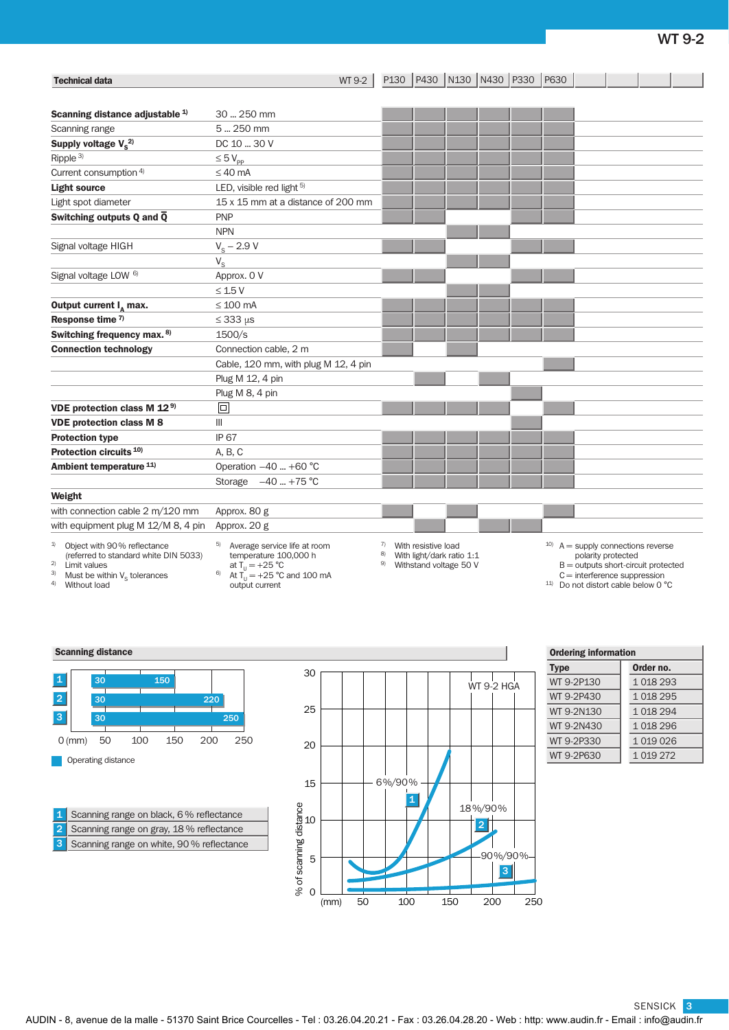# WT 9-2

| Technical data | WT 9-2 | P130 | P430 | N130 | N430 | P330 | P630 |
|---|---|---|---|---|---|---|---|
| **Scanning distance adjustable** [1] | 30 ... 250 mm | ■ | ■ | ■ | ■ | ■ | ■ |
| Scanning range | 5 ... 250 mm | ■ | ■ | ■ | ■ | ■ | ■ |
| **Supply voltage $V_S$** [2] | DC 10 ... 30 V | ■ | ■ | ■ | ■ | ■ | ■ |
| Ripple [3] | ≤ 5 $V_{PP}$ | ■ | ■ | ■ | ■ | ■ | ■ |
| Current consumption [4] | ≤ 40 mA | ■ | ■ | ■ | ■ | ■ | ■ |
| **Light source** | LED, visible red light [5] | ■ | ■ | ■ | ■ | ■ | ■ |
| Light spot diameter | 15 x 15 mm at a distance of 200 mm | ■ | ■ | ■ | ■ | ■ | ■ |
| **Switching outputs Q and $\bar{Q}$** | PNP | ■ | ■ | | | ■ | ■ |
| | NPN | | | ■ | ■ | | |
| Signal voltage HIGH | $V_S$ – 2.9 V | ■ | ■ | | | ■ | ■ |
| | $V_S$ | | | ■ | ■ | | |
| Signal voltage LOW [6] | Approx. 0 V | ■ | ■ | | | ■ | ■ |
| | ≤ 1.5 V | | | ■ | ■ | | |
| **Output current $I_A$ max.** | ≤ 100 mA | ■ | ■ | ■ | ■ | ■ | ■ |
| **Response time** [7] | ≤ 333 µs | ■ | ■ | ■ | ■ | ■ | ■ |
| **Switching frequency max.** [8] | 1500/s | ■ | ■ | ■ | ■ | ■ | ■ |
| **Connection technology** | Connection cable, 2 m | ■ | | ■ | | | |
| | Cable, 120 mm, with plug M 12, 4 pin | | | | | | ■ |
| | Plug M 12, 4 pin | | ■ | | ■ | | |
| | Plug M 8, 4 pin | | | | | ■ | |
| **VDE protection class M 12** [9] | ▣ | ■ | ■ | ■ | ■ | | ■ |
| **VDE protection class M 8** | III | | | | | ■ | |
| **Protection type** | IP 67 | ■ | ■ | ■ | ■ | ■ | ■ |
| **Protection circuits** [10] | A, B, C | ■ | ■ | ■ | ■ | ■ | ■ |
| **Ambient temperature** [11] | Operation –40 ... +60 °C | ■ | ■ | ■ | ■ | ■ | ■ |
| | Storage –40 ... +75 °C | ■ | ■ | ■ | ■ | ■ | ■ |
| **Weight** | | | | | | | |
| with connection cable 2 m/120 mm | Approx. 80 g | ■ | | ■ | | | ■ |
| with equipment plug M 12/M 8, 4 pin | Approx. 20 g | | ■ | | ■ | ■ | |

1) Object with 90 % reflectance (referred to standard white DIN 5033)
2) Limit values
3) Must be within $V_S$ tolerances
4) Without load
5) Average service life at room temperature 100,000 h at $T_U$ = +25 °C
6) At $T_U$ = +25 °C and 100 mA output current
7) With resistive load
8) With light/dark ratio 1:1
9) Withstand voltage 50 V
10) A = supply connections reverse polarity protected; B = outputs short-circuit protected; C = interference suppression
11) Do not distort cable below 0 °C

## Scanning distance

| | Operating distance (mm) |
|---|---|
| 1 | 30 ... 150 |
| 2 | 30 ... 220 |
| 3 | 30 ... 250 |

0 (mm) 50 100 150 200 250

■ Operating distance

1. Scanning range on black, 6 % reflectance
2. Scanning range on gray, 18 % reflectance
3. Scanning range on white, 90 % reflectance

WT 9-2 HGA — % of scanning distance (0 ... 30) vs. (mm) 50 ... 250; curves: 1 = 6 %/90 %, 2 = 18 %/90 %, 3 = 90 %/90 %

## Ordering information

| Type | Order no. |
|---|---|
| WT 9-2P130 | 1 018 293 |
| WT 9-2P430 | 1 018 295 |
| WT 9-2N130 | 1 018 294 |
| WT 9-2N430 | 1 018 296 |
| WT 9-2P330 | 1 019 026 |
| WT 9-2P630 | 1 019 272 |

AUDIN - 8, avenue de la malle - 51370 Saint Brice Courcelles - Tel : 03.26.04.20.21 - Fax : 03.26.04.28.20 - Web : http: www.audin.fr - Email : info@audin.fr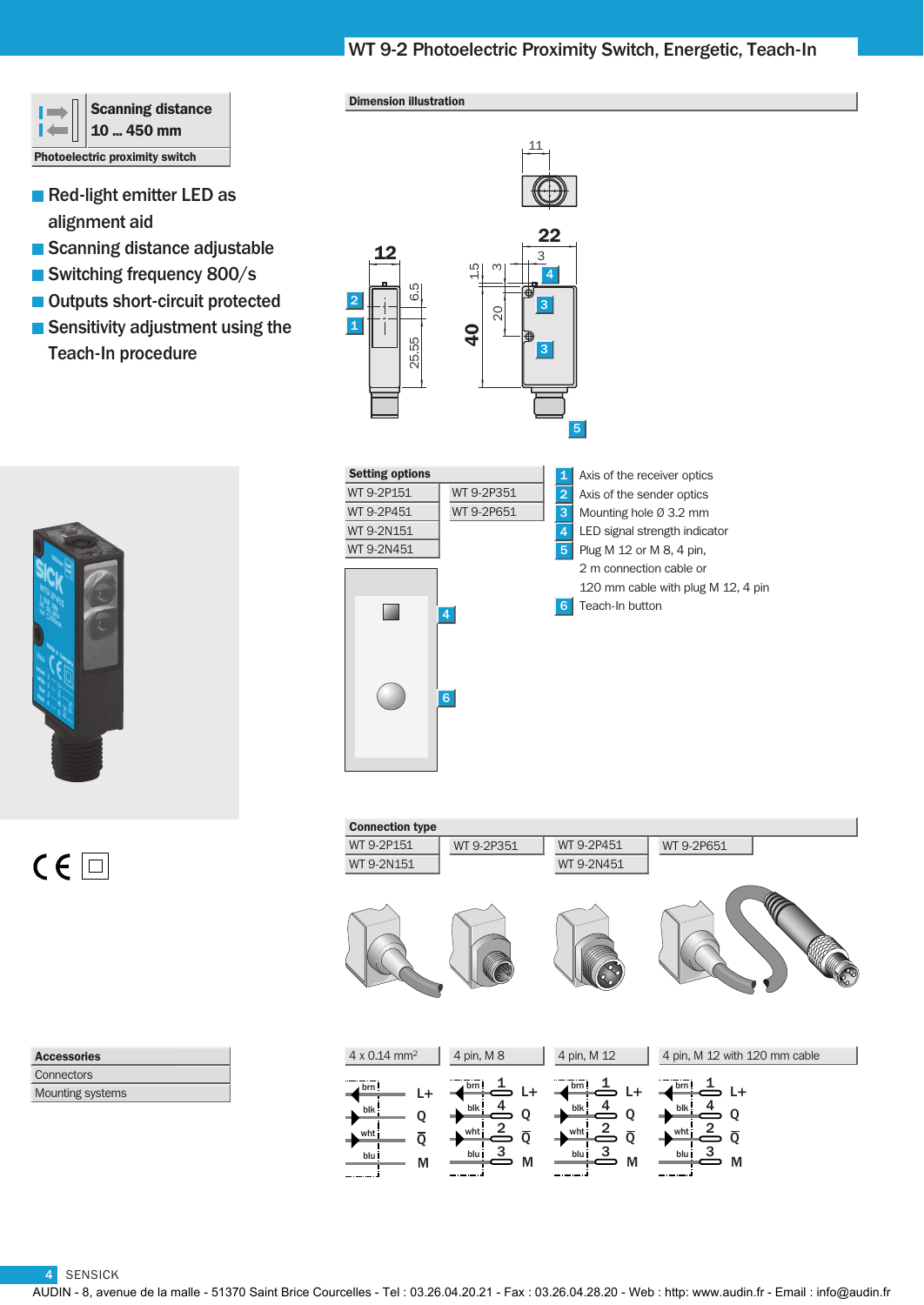# WT 9-2 Photoelectric Proximity Switch, Energetic, Teach-In

**Scanning distance**
**10 ... 450 mm**

**Photoelectric proximity switch**

- Red-light emitter LED as alignment aid
- Scanning distance adjustable
- Switching frequency 800/s
- Outputs short-circuit protected
- Sensitivity adjustment using the Teach-In procedure

## Dimension illustration

## Setting options

| | |
|---|---|
| WT 9-2P151 | WT 9-2P351 |
| WT 9-2P451 | WT 9-2P651 |
| WT 9-2N151 | |
| WT 9-2N451 | |

1. Axis of the receiver optics
2. Axis of the sender optics
3. Mounting hole Ø 3.2 mm
4. LED signal strength indicator
5. Plug M 12 or M 8, 4 pin, 2 m connection cable or 120 mm cable with plug M 12, 4 pin
6. Teach-In button

## Connection type

| WT 9-2P151 / WT 9-2N151 | WT 9-2P351 | WT 9-2P451 / WT 9-2N451 | WT 9-2P651 |
|---|---|---|---|
| 4 x 0.14 mm² | 4 pin, M 8 | 4 pin, M 12 | 4 pin, M 12 with 120 mm cable |
| brn – L+ | brn 1 – L+ | brn 1 – L+ | brn 1 – L+ |
| blk – Q | blk 4 – Q | blk 4 – Q | blk 4 – Q |
| wht – $\bar{Q}$ | wht 2 – $\bar{Q}$ | wht 2 – $\bar{Q}$ | wht 2 – $\bar{Q}$ |
| blu – M | blu 3 – M | blu 3 – M | blu 3 – M |

## Accessories

- Connectors
- Mounting systems

AUDIN - 8, avenue de la malle - 51370 Saint Brice Courcelles - Tel : 03.26.04.20.21 - Fax : 03.26.04.28.20 - Web : http: www.audin.fr - Email : info@audin.fr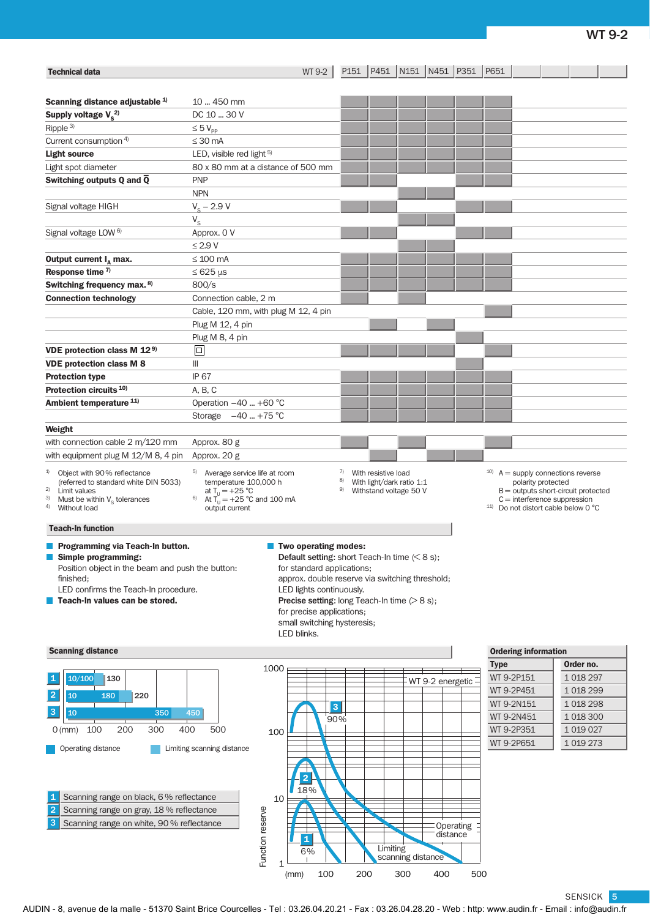# WT 9-2

| Technical data | WT 9-2 | P151 | P451 | N151 | N451 | P351 | P651 |
|---|---|---|---|---|---|---|---|
| **Scanning distance adjustable** [1] | 10 ... 450 mm | ■ | ■ | ■ | ■ | ■ | ■ |
| **Supply voltage $V_S$** [2] | DC 10 ... 30 V | ■ | ■ | ■ | ■ | ■ | ■ |
| Ripple [3] | ≤ 5 $V_{PP}$ | ■ | ■ | ■ | ■ | ■ | ■ |
| Current consumption [4] | ≤ 30 mA | ■ | ■ | ■ | ■ | ■ | ■ |
| **Light source** | LED, visible red light [5] | ■ | ■ | ■ | ■ | ■ | ■ |
| Light spot diameter | 80 x 80 mm at a distance of 500 mm | ■ | ■ | ■ | ■ | ■ | ■ |
| **Switching outputs Q and $\bar{Q}$** | PNP | ■ | ■ | | | ■ | ■ |
| | NPN | | | ■ | ■ | | |
| Signal voltage HIGH | $V_S$ – 2.9 V | ■ | ■ | | | ■ | ■ |
| | $V_S$ | | | ■ | ■ | | |
| Signal voltage LOW [6] | Approx. 0 V | ■ | ■ | | | ■ | ■ |
| | ≤ 2.9 V | | | ■ | ■ | | |
| **Output current $I_A$ max.** | ≤ 100 mA | ■ | ■ | ■ | ■ | ■ | ■ |
| **Response time** [7] | ≤ 625 µs | ■ | ■ | ■ | ■ | ■ | ■ |
| **Switching frequency max.** [8] | 800/s | ■ | ■ | ■ | ■ | ■ | ■ |
| **Connection technology** | Connection cable, 2 m | ■ | | ■ | | | |
| | Cable, 120 mm, with plug M 12, 4 pin | | | | | | ■ |
| | Plug M 12, 4 pin | | ■ | | ■ | | |
| | Plug M 8, 4 pin | | | | | ■ | |
| **VDE protection class M 12** [9] | ⧈ | ■ | ■ | ■ | ■ | | ■ |
| **VDE protection class M 8** | III | | | | | ■ | |
| **Protection type** | IP 67 | ■ | ■ | ■ | ■ | ■ | ■ |
| **Protection circuits** [10] | A, B, C | ■ | ■ | ■ | ■ | ■ | ■ |
| **Ambient temperature** [11] | Operation –40 ... +60 °C | ■ | ■ | ■ | ■ | ■ | ■ |
| | Storage –40 ... +75 °C | ■ | ■ | ■ | ■ | ■ | ■ |
| **Weight** | | | | | | | |
| with connection cable 2 m/120 mm | Approx. 80 g | ■ | | ■ | | | ■ |
| with equipment plug M 12/M 8, 4 pin | Approx. 20 g | | ■ | | ■ | ■ | |

1) Object with 90 % reflectance (referred to standard white DIN 5033)
2) Limit values
3) Must be within $V_S$ tolerances
4) Without load
5) Average service life at room temperature 100,000 h at $T_U$ = +25 °C
6) At $T_U$ = +25 °C and 100 mA output current
7) With resistive load
8) With light/dark ratio 1:1
9) Withstand voltage 50 V
10) A = supply connections reverse polarity protected
B = outputs short-circuit protected
C = interference suppression
11) Do not distort cable below 0 °C

## Teach-In function

- **Programming via Teach-In button.**
- **Simple programming:**
  Position object in the beam and push the button: finished;
  LED confirms the Teach-In procedure.
- **Teach-In values can be stored.**
- **Two operating modes:**
  **Default setting:** short Teach-In time (< 8 s); for standard applications; approx. double reserve via switching threshold; LED lights continuously.
  **Precise setting:** long Teach-In time (> 8 s); for precise applications; small switching hysteresis; LED blinks.

## Scanning distance

| | Operating distance | Limiting scanning distance |
|---|---|---|
| 1 | 10/100 | 130 |
| 2 | 10 ... 180 | 220 |
| 3 | 10 ... 350 | 450 |

0 (mm) 100 200 300 400 500

Operating distance / Limiting scanning distance

1 Scanning range on black, 6 % reflectance
2 Scanning range on gray, 18 % reflectance
3 Scanning range on white, 90 % reflectance

WT 9-2 energetic — Function reserve (1, 10, 100, 1000) vs. (mm) 100 200 300 400 500; curves 1 (6 %), 2 (18 %), 3 (90 %); Operating distance; Limiting scanning distance

## Ordering information

| Type | Order no. |
|---|---|
| WT 9-2P151 | 1 018 297 |
| WT 9-2P451 | 1 018 299 |
| WT 9-2N151 | 1 018 298 |
| WT 9-2N451 | 1 018 300 |
| WT 9-2P351 | 1 019 027 |
| WT 9-2P651 | 1 019 273 |

AUDIN - 8, avenue de la malle - 51370 Saint Brice Courcelles - Tel : 03.26.04.20.21 - Fax : 03.26.04.28.20 - Web : http: www.audin.fr - Email : info@audin.fr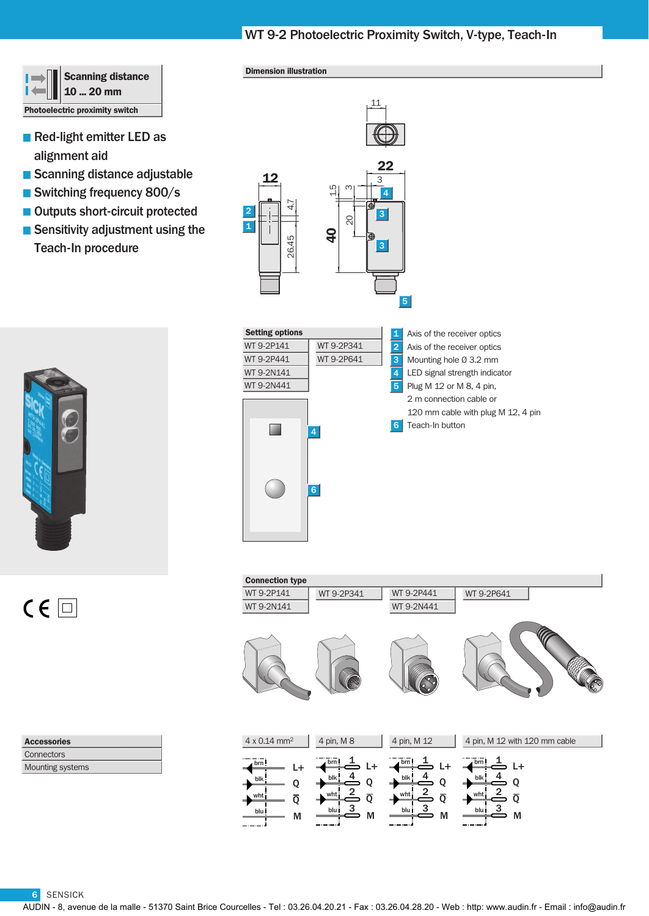# WT 9-2 Photoelectric Proximity Switch, V-type, Teach-In

**Scanning distance**
**10 ... 20 mm**

**Photoelectric proximity switch**

- Red-light emitter LED as alignment aid
- Scanning distance adjustable
- Switching frequency 800/s
- Outputs short-circuit protected
- Sensitivity adjustment using the Teach-In procedure

## Dimension illustration

| Setting options | |
|---|---|
| WT 9-2P141 | WT 9-2P341 |
| WT 9-2P441 | WT 9-2P641 |
| WT 9-2N141 | |
| WT 9-2N441 | |

1. Axis of the receiver optics
2. Axis of the receiver optics
3. Mounting hole Ø 3.2 mm
4. LED signal strength indicator
5. Plug M 12 or M 8, 4 pin, 2 m connection cable or 120 mm cable with plug M 12, 4 pin
6. Teach-In button

## Connection type

| WT 9-2P141 / WT 9-2N141 | WT 9-2P341 | WT 9-2P441 / WT 9-2N441 | WT 9-2P641 |
|---|---|---|---|
| 4 x 0.14 mm² | 4 pin, M 8 | 4 pin, M 12 | 4 pin, M 12 with 120 mm cable |
| brn: L+ | brn 1: L+ | brn 1: L+ | brn 1: L+ |
| blk: Q | blk 4: Q | blk 4: Q | blk 4: Q |
| wht: Q̄ | wht 2: Q̄ | wht 2: Q̄ | wht 2: Q̄ |
| blu: M | blu 3: M | blu 3: M | blu 3: M |

| Accessories |
|---|
| Connectors |
| Mounting systems |

AUDIN - 8, avenue de la malle - 51370 Saint Brice Courcelles - Tel : 03.26.04.20.21 - Fax : 03.26.04.28.20 - Web : http: www.audin.fr - Email : info@audin.fr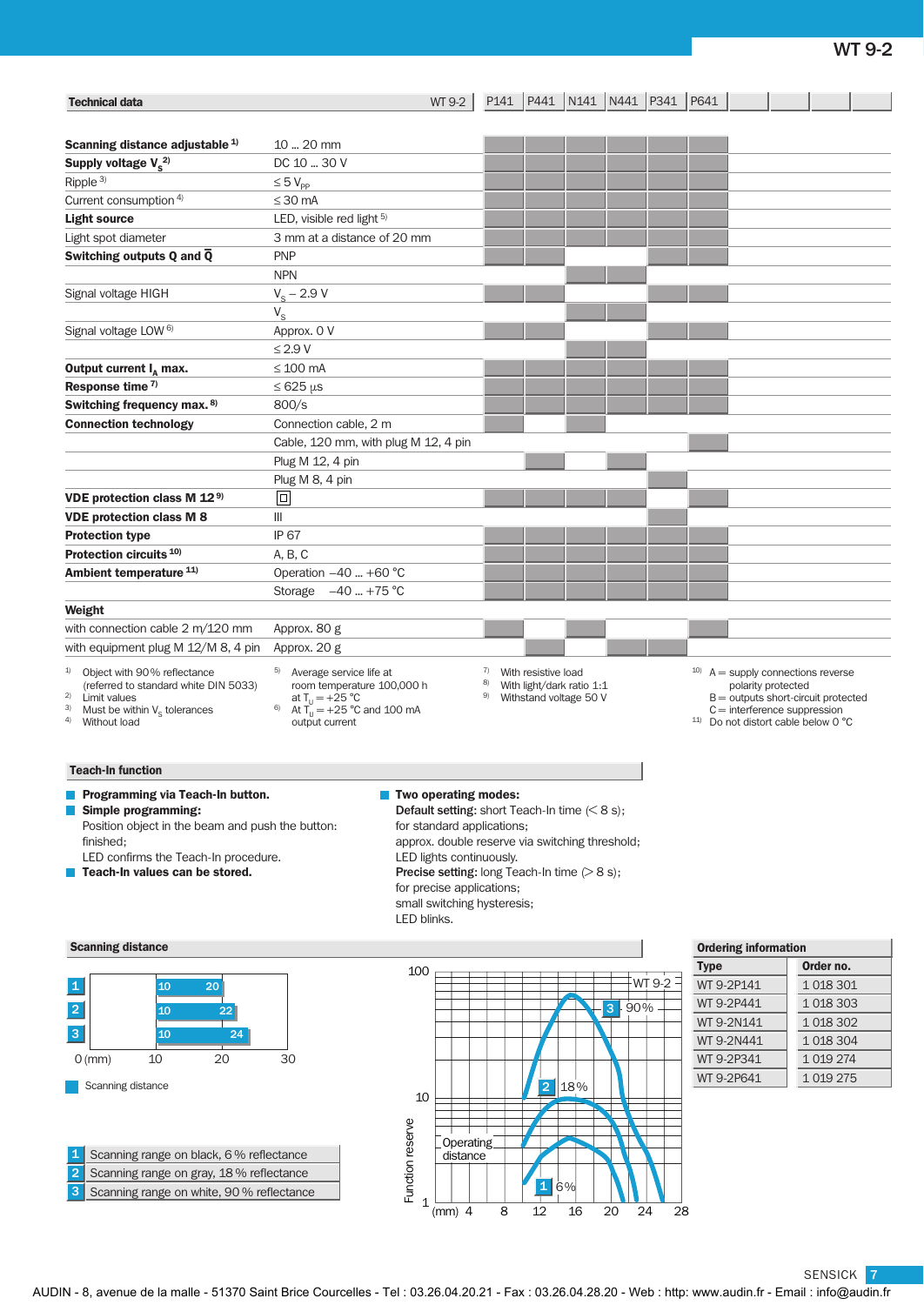# WT 9-2

## Technical data

| Technical data | WT 9-2 | P141 | P441 | N141 | N441 | P341 | P641 | | | | |
|---|---|---|---|---|---|---|---|---|---|---|---|
| **Scanning distance adjustable** [1] | 10 ... 20 mm | ■ | ■ | ■ | ■ | ■ | ■ | | | | |
| **Supply voltage $V_S$** [2] | DC 10 ... 30 V | ■ | ■ | ■ | ■ | ■ | ■ | | | | |
| Ripple [3] | ≤ 5 $V_{PP}$ | ■ | ■ | ■ | ■ | ■ | ■ | | | | |
| Current consumption [4] | ≤ 30 mA | ■ | ■ | ■ | ■ | ■ | ■ | | | | |
| **Light source** | LED, visible red light [5] | ■ | ■ | ■ | ■ | ■ | ■ | | | | |
| Light spot diameter | 3 mm at a distance of 20 mm | ■ | ■ | ■ | ■ | ■ | ■ | | | | |
| **Switching outputs Q and $\bar{Q}$** | PNP | ■ | ■ | | | ■ | ■ | | | | |
| | NPN | | | ■ | ■ | | | | | | |
| Signal voltage HIGH | $V_S$ – 2.9 V | ■ | ■ | | | ■ | ■ | | | | |
| | $V_S$ | | | ■ | ■ | | | | | | |
| Signal voltage LOW [6] | Approx. 0 V | ■ | ■ | | | ■ | ■ | | | | |
| | ≤ 2.9 V | | | ■ | ■ | | | | | | |
| **Output current $I_A$ max.** | ≤ 100 mA | ■ | ■ | ■ | ■ | ■ | ■ | | | | |
| **Response time** [7] | ≤ 625 µs | ■ | ■ | ■ | ■ | ■ | ■ | | | | |
| **Switching frequency max.** [8] | 800/s | ■ | ■ | ■ | ■ | ■ | ■ | | | | |
| **Connection technology** | Connection cable, 2 m | ■ | | ■ | | | | | | | |
| | Cable, 120 mm, with plug M 12, 4 pin | | | | | | ■ | | | | |
| | Plug M 12, 4 pin | | ■ | | ■ | | | | | | |
| | Plug M 8, 4 pin | | | | | ■ | | | | | |
| **VDE protection class M 12** [9] | ⧈ | ■ | ■ | ■ | ■ | | ■ | | | | |
| **VDE protection class M 8** | III | | | | | ■ | | | | | |
| **Protection type** | IP 67 | ■ | ■ | ■ | ■ | ■ | ■ | | | | |
| **Protection circuits** [10] | A, B, C | ■ | ■ | ■ | ■ | ■ | ■ | | | | |
| **Ambient temperature** [11] | Operation –40 ... +60 °C | ■ | ■ | ■ | ■ | ■ | ■ | | | | |
| | Storage –40 ... +75 °C | ■ | ■ | ■ | ■ | ■ | ■ | | | | |
| **Weight** | | | | | | | | | | | |
| with connection cable 2 m/120 mm | Approx. 80 g | ■ | | ■ | | | ■ | | | | |
| with equipment plug M 12/M 8, 4 pin | Approx. 20 g | | ■ | | ■ | ■ | | | | | |

1) Object with 90 % reflectance (referred to standard white DIN 5033)
2) Limit values
3) Must be within $V_S$ tolerances
4) Without load
5) Average service life at room temperature 100,000 h at $T_U$ = +25 °C
6) At $T_U$ = +25 °C and 100 mA output current
7) With resistive load
8) With light/dark ratio 1:1
9) Withstand voltage 50 V
10) A = supply connections reverse polarity protected
B = outputs short-circuit protected
C = interference suppression
11) Do not distort cable below 0 °C

## Teach-In function

- **Programming via Teach-In button.**
- **Simple programming:**
  Position object in the beam and push the button: finished;
  LED confirms the Teach-In procedure.
- **Teach-In values can be stored.**
- **Two operating modes:**
  **Default setting:** short Teach-In time (< 8 s);
  for standard applications;
  approx. double reserve via switching threshold;
  LED lights continuously.
  **Precise setting:** long Teach-In time (> 8 s);
  for precise applications;
  small switching hysteresis;
  LED blinks.

## Scanning distance

| | Scanning distance (mm) |
|---|---|
| 1 | 10 ... 20 |
| 2 | 10 ... 22 |
| 3 | 10 ... 24 |

■ Scanning distance

1 Scanning range on black, 6 % reflectance
2 Scanning range on gray, 18 % reflectance
3 Scanning range on white, 90 % reflectance

Function reserve – Operating distance (mm), WT 9-2: 1 6 %, 2 18 %, 3 90 %

## Ordering information

| Type | Order no. |
|---|---|
| WT 9-2P141 | 1 018 301 |
| WT 9-2P441 | 1 018 303 |
| WT 9-2N141 | 1 018 302 |
| WT 9-2N441 | 1 018 304 |
| WT 9-2P341 | 1 019 274 |
| WT 9-2P641 | 1 019 275 |

AUDIN - 8, avenue de la malle - 51370 Saint Brice Courcelles - Tel : 03.26.04.20.21 - Fax : 03.26.04.28.20 - Web : http: www.audin.fr - Email : info@audin.fr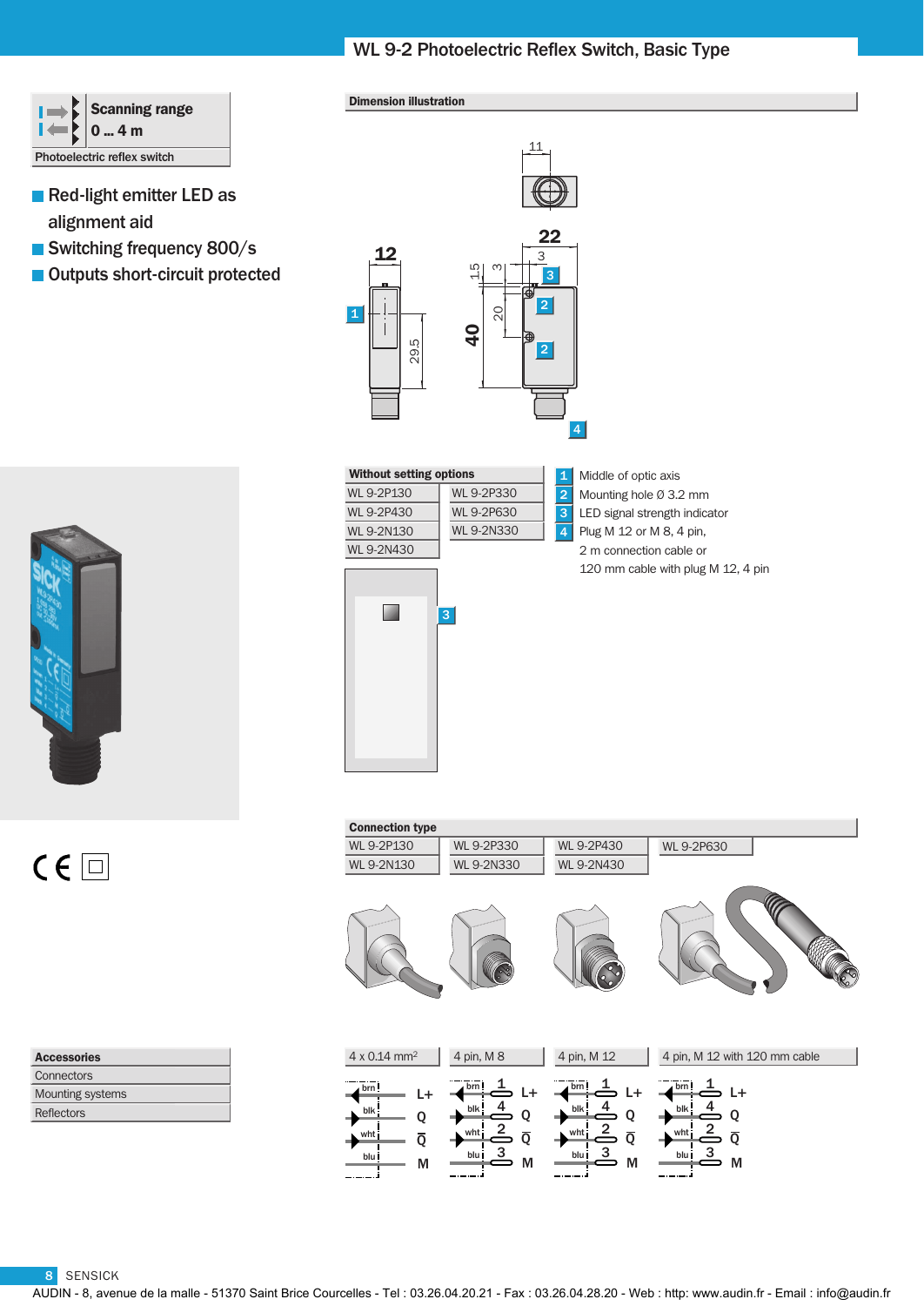# WL 9-2 Photoelectric Reflex Switch, Basic Type

**Scanning range**
**0 ... 4 m**

Photoelectric reflex switch

- Red-light emitter LED as alignment aid
- Switching frequency 800/s
- Outputs short-circuit protected

## Dimension illustration

| Without setting options | |
|---|---|
| WL 9-2P130 | WL 9-2P330 |
| WL 9-2P430 | WL 9-2P630 |
| WL 9-2N130 | WL 9-2N330 |
| WL 9-2N430 | |

1. Middle of optic axis
2. Mounting hole Ø 3.2 mm
3. LED signal strength indicator
4. Plug M 12 or M 8, 4 pin, 2 m connection cable or 120 mm cable with plug M 12, 4 pin

## Connection type

| WL 9-2P130 / WL 9-2N130 | WL 9-2P330 / WL 9-2N330 | WL 9-2P430 / WL 9-2N430 | WL 9-2P630 |
|---|---|---|---|
| 4 x 0.14 mm² | 4 pin, M 8 | 4 pin, M 12 | 4 pin, M 12 with 120 mm cable |
| brn: L+ | brn 1: L+ | brn 1: L+ | brn 1: L+ |
| blk: Q | blk 4: Q | blk 4: Q | blk 4: Q |
| wht: Q̄ | wht 2: Q̄ | wht 2: Q̄ | wht 2: Q̄ |
| blu: M | blu 3: M | blu 3: M | blu 3: M |

| Accessories |
|---|
| Connectors |
| Mounting systems |
| Reflectors |

AUDIN - 8, avenue de la malle - 51370 Saint Brice Courcelles - Tel : 03.26.04.20.21 - Fax : 03.26.04.28.20 - Web : http: www.audin.fr - Email : info@audin.fr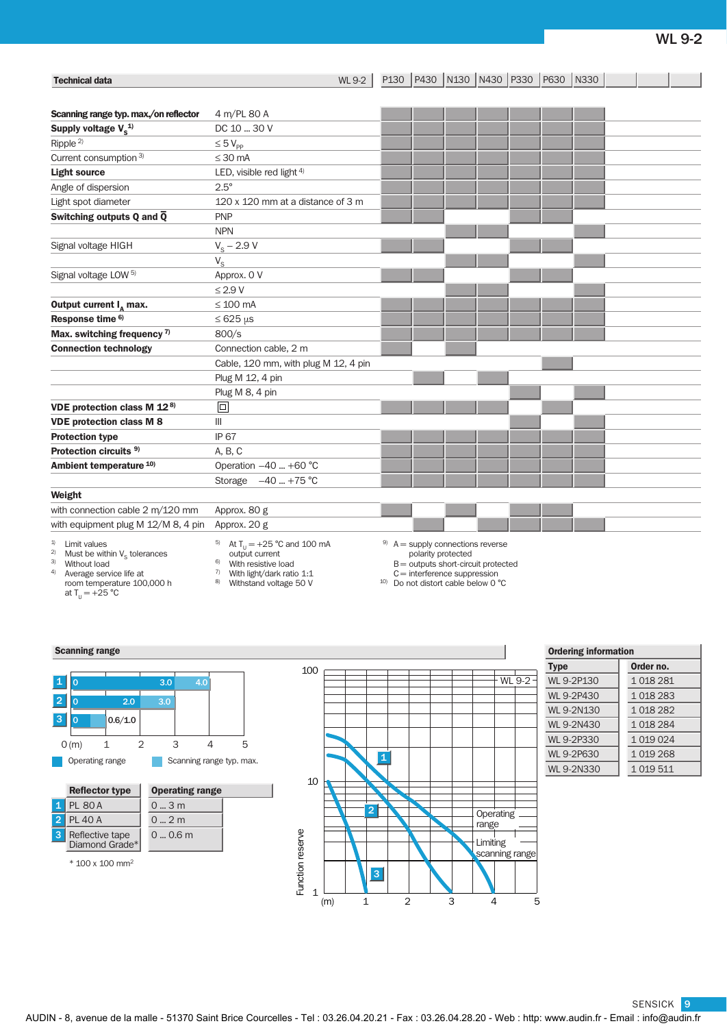## Technical data

| Technical data | WL 9-2 | P130 | P430 | N130 | N430 | P330 | P630 | N330 | | | |
|---|---|---|---|---|---|---|---|---|---|---|---|
| **Scanning range typ. max./on reflector** | 4 m/PL 80 A | ■ | ■ | ■ | ■ | ■ | ■ | ■ | | | |
| **Supply voltage $V_S$**[1] | DC 10 ... 30 V | ■ | ■ | ■ | ■ | ■ | ■ | ■ | | | |
| Ripple[2] | ≤ 5 $V_{PP}$ | ■ | ■ | ■ | ■ | ■ | ■ | ■ | | | |
| Current consumption[3] | ≤ 30 mA | ■ | ■ | ■ | ■ | ■ | ■ | ■ | | | |
| **Light source** | LED, visible red light[4] | ■ | ■ | ■ | ■ | ■ | ■ | ■ | | | |
| Angle of dispersion | 2.5° | ■ | ■ | ■ | ■ | ■ | ■ | ■ | | | |
| Light spot diameter | 120 x 120 mm at a distance of 3 m | ■ | ■ | ■ | ■ | ■ | ■ | ■ | | | |
| **Switching outputs Q and $\bar{Q}$** | PNP | ■ | ■ | | | ■ | ■ | | | | |
| | NPN | | | ■ | ■ | | | ■ | | | |
| Signal voltage HIGH | $V_S$ – 2.9 V | ■ | ■ | | | ■ | ■ | | | | |
| | $V_S$ | | | ■ | ■ | | | ■ | | | |
| Signal voltage LOW[5] | Approx. 0 V | ■ | ■ | | | ■ | ■ | | | | |
| | ≤ 2.9 V | | | ■ | ■ | | | ■ | | | |
| **Output current $I_A$ max.** | ≤ 100 mA | ■ | ■ | ■ | ■ | ■ | ■ | ■ | | | |
| **Response time**[6] | ≤ 625 µs | ■ | ■ | ■ | ■ | ■ | ■ | ■ | | | |
| **Max. switching frequency**[7] | 800/s | ■ | ■ | ■ | ■ | ■ | ■ | ■ | | | |
| **Connection technology** | Connection cable, 2 m | ■ | | ■ | | | | | | | |
| | Cable, 120 mm, with plug M 12, 4 pin | | | | | | ■ | | | | |
| | Plug M 12, 4 pin | | ■ | | ■ | | | | | | |
| | Plug M 8, 4 pin | | | | | ■ | | ■ | | | |
| **VDE protection class M 12**[8] | ⧈ | ■ | ■ | ■ | ■ | | ■ | | | | |
| **VDE protection class M 8** | III | | | | | ■ | | ■ | | | |
| **Protection type** | IP 67 | ■ | ■ | ■ | ■ | ■ | ■ | ■ | | | |
| **Protection circuits**[9] | A, B, C | ■ | ■ | ■ | ■ | ■ | ■ | ■ | | | |
| **Ambient temperature**[10] | Operation –40 ... +60 °C | ■ | ■ | ■ | ■ | ■ | ■ | ■ | | | |
| | Storage –40 ... +75 °C | ■ | ■ | ■ | ■ | ■ | ■ | ■ | | | |
| **Weight** | | | | | | | | | | | |
| with connection cable 2 m/120 mm | Approx. 80 g | ■ | | ■ | | ■ | ■ | | | | |
| with equipment plug M 12/M 8, 4 pin | Approx. 20 g | | ■ | | ■ | ■ | | ■ | | | |

1) Limit values
2) Must be within $V_S$ tolerances
3) Without load
4) Average service life at room temperature 100,000 h at $T_U$ = +25 °C
5) At $T_U$ = +25 °C and 100 mA output current
6) With resistive load
7) With light/dark ratio 1:1
8) Withstand voltage 50 V
9) A = supply connections reverse polarity protected
B = outputs short-circuit protected
C = interference suppression
10) Do not distort cable below 0 °C

## Scanning range

| | Operating range | Scanning range typ. max. |
|---|---|---|
| 1 | 0 ... 3.0 | 4.0 |
| 2 | 0 ... 2.0 | 3.0 |
| 3 | 0 ... 0.6 | 1.0 |

(m) 0 1 2 3 4 5

■ Operating range ■ Scanning range typ. max.

| | Reflector type | Operating range |
|---|---|---|
| 1 | PL 80 A | 0 ... 3 m |
| 2 | PL 40 A | 0 ... 2 m |
| 3 | Reflective tape Diamond Grade* | 0 ... 0.6 m |

\* 100 x 100 mm²

Function reserve (1, 10, 100) vs. (m) 1 2 3 4 5 — WL 9-2; curves 1, 2, 3; Operating range; Limiting scanning range

## Ordering information

| Type | Order no. |
|---|---|
| WL 9-2P130 | 1 018 281 |
| WL 9-2P430 | 1 018 283 |
| WL 9-2N130 | 1 018 282 |
| WL 9-2N430 | 1 018 284 |
| WL 9-2P330 | 1 019 024 |
| WL 9-2P630 | 1 019 268 |
| WL 9-2N330 | 1 019 511 |

AUDIN - 8, avenue de la malle - 51370 Saint Brice Courcelles - Tel : 03.26.04.20.21 - Fax : 03.26.04.28.20 - Web : http: www.audin.fr - Email : info@audin.fr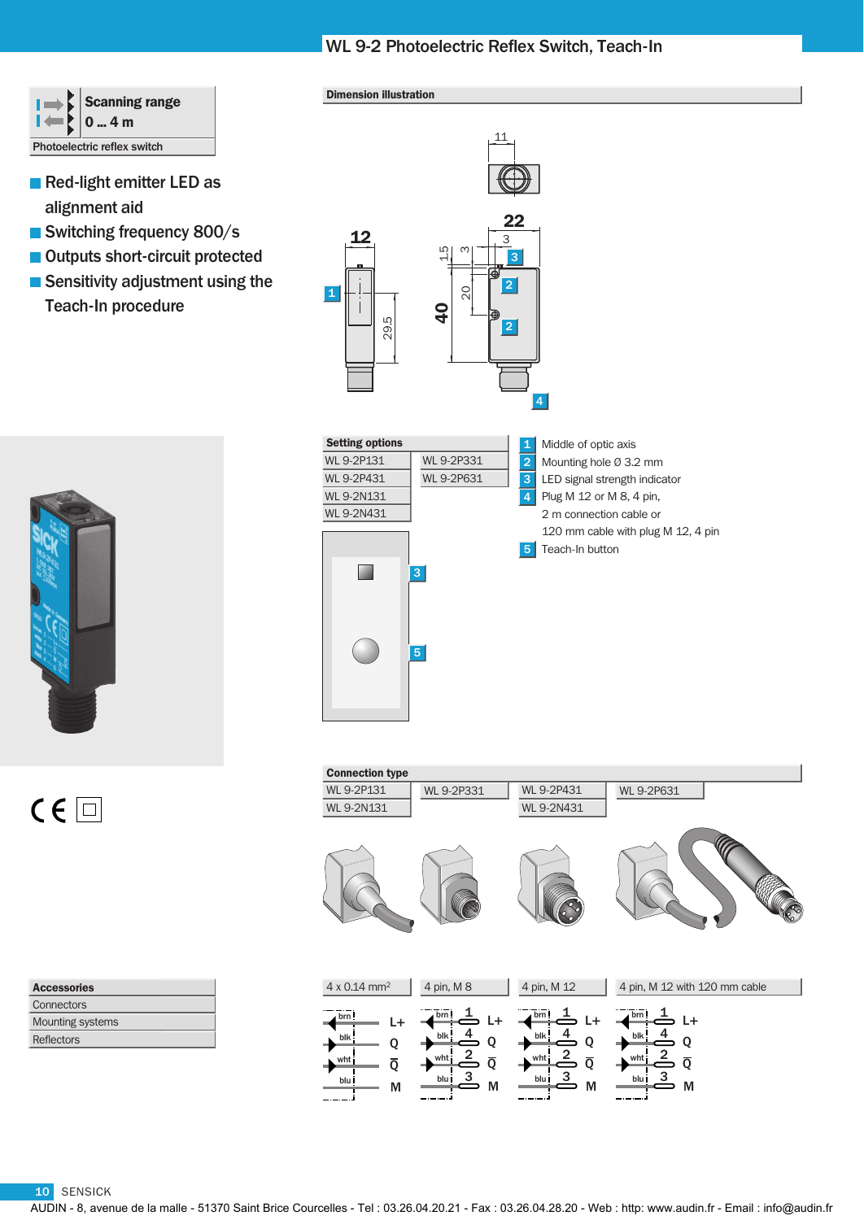# WL 9-2 Photoelectric Reflex Switch, Teach-In

**Scanning range**
**0 ... 4 m**

Photoelectric reflex switch

- Red-light emitter LED as alignment aid
- Switching frequency 800/s
- Outputs short-circuit protected
- Sensitivity adjustment using the Teach-In procedure

## Dimension illustration

## Setting options

| WL 9-2P131 | WL 9-2P331 |
|---|---|
| WL 9-2P431 | WL 9-2P631 |
| WL 9-2N131 | |
| WL 9-2N431 | |

1. Middle of optic axis
2. Mounting hole Ø 3.2 mm
3. LED signal strength indicator
4. Plug M 12 or M 8, 4 pin, 2 m connection cable or 120 mm cable with plug M 12, 4 pin
5. Teach-In button

## Connection type

| WL 9-2P131 / WL 9-2N131 | WL 9-2P331 | WL 9-2P431 / WL 9-2N431 | WL 9-2P631 |
|---|---|---|---|
| 4 x 0.14 mm² | 4 pin, M 8 | 4 pin, M 12 | 4 pin, M 12 with 120 mm cable |
| brn: L+ | brn 1: L+ | brn 1: L+ | brn 1: L+ |
| blk: Q | blk 4: Q | blk 4: Q | blk 4: Q |
| wht: Q̄ | wht 2: Q̄ | wht 2: Q̄ | wht 2: Q̄ |
| blu: M | blu 3: M | blu 3: M | blu 3: M |

## Accessories

- Connectors
- Mounting systems
- Reflectors

AUDIN - 8, avenue de la malle - 51370 Saint Brice Courcelles - Tel : 03.26.04.20.21 - Fax : 03.26.04.28.20 - Web : http: www.audin.fr - Email : info@audin.fr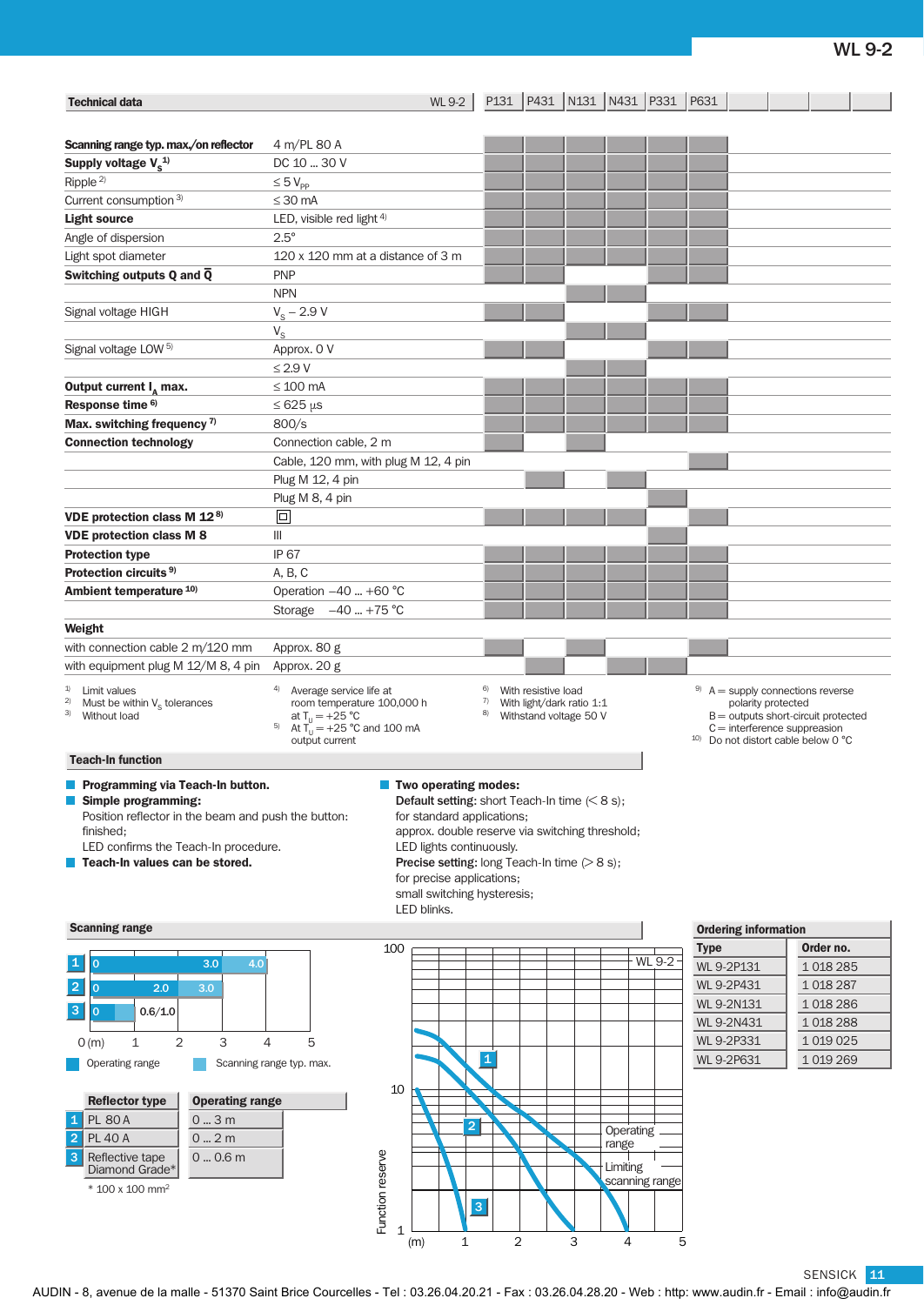# WL 9-2

## Technical data

| Technical data | WL 9-2 | P131 | P431 | N131 | N431 | P331 | P631 |
|---|---|---|---|---|---|---|---|
| **Scanning range typ. max./on reflector** | 4 m/PL 80 A | ■ | ■ | ■ | ■ | ■ | ■ |
| **Supply voltage $V_S$** [1] | DC 10 ... 30 V | ■ | ■ | ■ | ■ | ■ | ■ |
| Ripple [2] | ≤ 5 $V_{PP}$ | ■ | ■ | ■ | ■ | ■ | ■ |
| Current consumption [3] | ≤ 30 mA | ■ | ■ | ■ | ■ | ■ | ■ |
| **Light source** | LED, visible red light [4] | ■ | ■ | ■ | ■ | ■ | ■ |
| Angle of dispersion | 2.5° | ■ | ■ | ■ | ■ | ■ | ■ |
| Light spot diameter | 120 x 120 mm at a distance of 3 m | ■ | ■ | ■ | ■ | ■ | ■ |
| **Switching outputs Q and $\bar{Q}$** | PNP | ■ | ■ | | | ■ | ■ |
| | NPN | | | ■ | ■ | | |
| Signal voltage HIGH | $V_S$ – 2.9 V | ■ | ■ | | | ■ | ■ |
| | $V_S$ | | | ■ | ■ | | |
| Signal voltage LOW [5] | Approx. 0 V | ■ | ■ | | | ■ | ■ |
| | ≤ 2.9 V | | | ■ | ■ | | |
| **Output current $I_A$ max.** | ≤ 100 mA | ■ | ■ | ■ | ■ | ■ | ■ |
| **Response time** [6] | ≤ 625 µs | ■ | ■ | ■ | ■ | ■ | ■ |
| **Max. switching frequency** [7] | 800/s | ■ | ■ | ■ | ■ | ■ | ■ |
| **Connection technology** | Connection cable, 2 m | ■ | | ■ | | | |
| | Cable, 120 mm, with plug M 12, 4 pin | | | | | | ■ |
| | Plug M 12, 4 pin | | ■ | | ■ | | |
| | Plug M 8, 4 pin | | | | | ■ | |
| **VDE protection class M 12** [8] | ▣ | ■ | ■ | ■ | ■ | | ■ |
| **VDE protection class M 8** | III | | | | | ■ | |
| **Protection type** | IP 67 | ■ | ■ | ■ | ■ | ■ | ■ |
| **Protection circuits** [9] | A, B, C | ■ | ■ | ■ | ■ | ■ | ■ |
| **Ambient temperature** [10] | Operation –40 ... +60 °C | ■ | ■ | ■ | ■ | ■ | ■ |
| | Storage –40 ... +75 °C | ■ | ■ | ■ | ■ | ■ | ■ |
| **Weight** | | | | | | | |
| with connection cable 2 m/120 mm | Approx. 80 g | ■ | | ■ | | | ■ |
| with equipment plug M 12/M 8, 4 pin | Approx. 20 g | | ■ | | ■ | ■ | |

1) Limit values
2) Must be within $V_S$ tolerances
3) Without load
4) Average service life at room temperature 100,000 h at $T_U$ = +25 °C
5) At $T_U$ = +25 °C and 100 mA output current
6) With resistive load
7) With light/dark ratio 1:1
8) Withstand voltage 50 V
9) A = supply connections reverse polarity protected
B = outputs short-circuit protected
C = interference suppreasion
10) Do not distort cable below 0 °C

## Teach-In function

- **Programming via Teach-In button.**
- **Simple programming:**
  Position reflector in the beam and push the button: finished;
  LED confirms the Teach-In procedure.
- **Teach-In values can be stored.**
- **Two operating modes:**
  **Default setting:** short Teach-In time (< 8 s); for standard applications; approx. double reserve via switching threshold; LED lights continuously.
  **Precise setting:** long Teach-In time (> 8 s); for precise applications; small switching hysteresis; LED blinks.

## Scanning range

| | Operating range | Scanning range typ. max. |
|---|---|---|
| 1 | 0 ... 3.0 | 4.0 |
| 2 | 0 ... 2.0 | 3.0 |
| 3 | 0 ... 0.6 | 1.0 |

0 (m) 1 2 3 4 5

■ Operating range ■ Scanning range typ. max.

| | Reflector type | Operating range |
|---|---|---|
| 1 | PL 80 A | 0 ... 3 m |
| 2 | PL 40 A | 0 ... 2 m |
| 3 | Reflective tape Diamond Grade* | 0 ... 0.6 m |

\* 100 x 100 mm²

Function reserve chart: WL 9-2; y-axis: Function reserve (1, 10, 100); x-axis: (m) 1 2 3 4 5; curves 1, 2, 3; Operating range; Limiting scanning range

## Ordering information

| Type | Order no. |
|---|---|
| WL 9-2P131 | 1 018 285 |
| WL 9-2P431 | 1 018 287 |
| WL 9-2N131 | 1 018 286 |
| WL 9-2N431 | 1 018 288 |
| WL 9-2P331 | 1 019 025 |
| WL 9-2P631 | 1 019 269 |

AUDIN - 8, avenue de la malle - 51370 Saint Brice Courcelles - Tel : 03.26.04.20.21 - Fax : 03.26.04.28.20 - Web : http: www.audin.fr - Email : info@audin.fr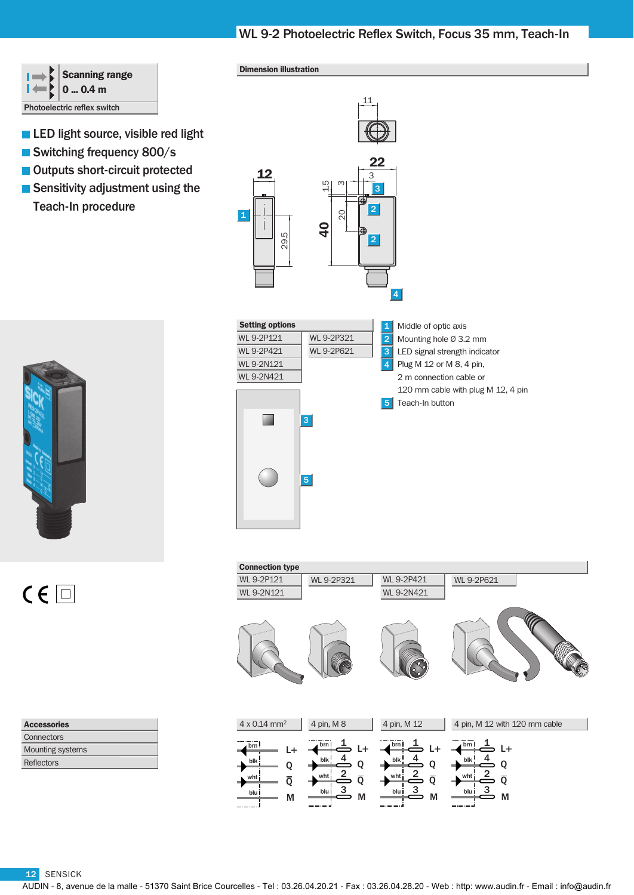# WL 9-2 Photoelectric Reflex Switch, Focus 35 mm, Teach-In

**Scanning range**
**0 ... 0.4 m**

Photoelectric reflex switch

- LED light source, visible red light
- Switching frequency 800/s
- Outputs short-circuit protected
- Sensitivity adjustment using the Teach-In procedure

## Dimension illustration

## Setting options

| | |
|---|---|
| WL 9-2P121 | WL 9-2P321 |
| WL 9-2P421 | WL 9-2P621 |
| WL 9-2N121 | |
| WL 9-2N421 | |

1. Middle of optic axis
2. Mounting hole Ø 3.2 mm
3. LED signal strength indicator
4. Plug M 12 or M 8, 4 pin, 2 m connection cable or 120 mm cable with plug M 12, 4 pin
5. Teach-In button

## Connection type

| WL 9-2P121 / WL 9-2N121 | WL 9-2P321 | WL 9-2P421 / WL 9-2N421 | WL 9-2P621 |
|---|---|---|---|
| 4 x 0.14 mm² | 4 pin, M 8 | 4 pin, M 12 | 4 pin, M 12 with 120 mm cable |
| brn: L+ | brn 1: L+ | brn 1: L+ | brn 1: L+ |
| blk: Q | blk 4: Q | blk 4: Q | blk 4: Q |
| wht: Q̄ | wht 2: Q̄ | wht 2: Q̄ | wht 2: Q̄ |
| blu: M | blu 3: M | blu 3: M | blu 3: M |

## Accessories

- Connectors
- Mounting systems
- Reflectors

AUDIN - 8, avenue de la malle - 51370 Saint Brice Courcelles - Tel : 03.26.04.20.21 - Fax : 03.26.04.28.20 - Web : http: www.audin.fr - Email : info@audin.fr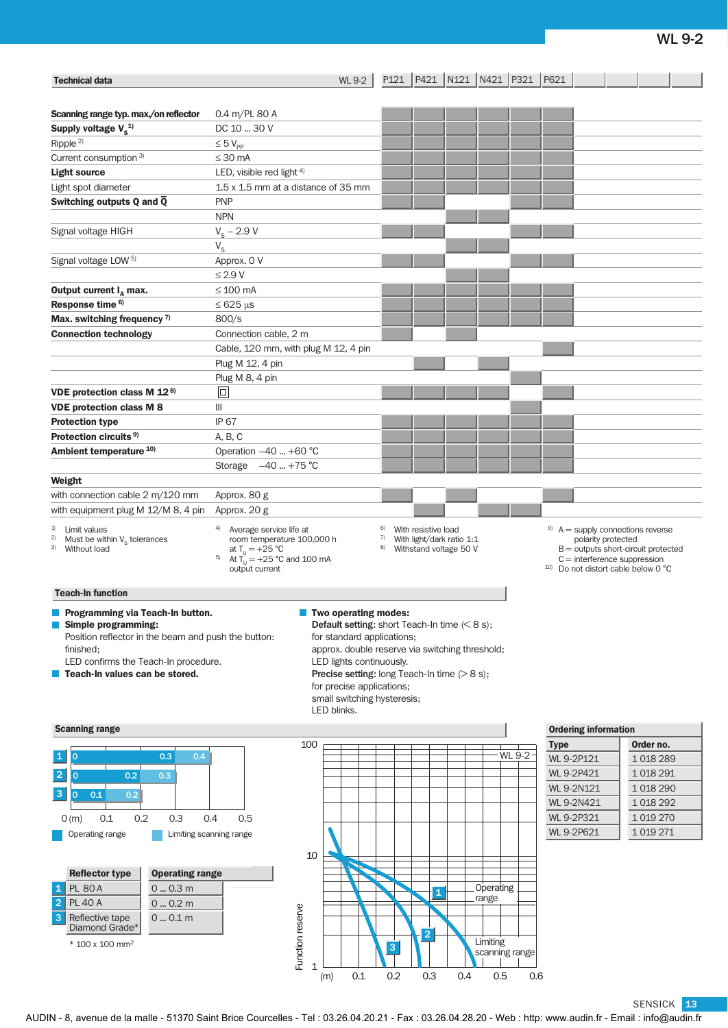## Technical data

| Technical data | WL 9-2 | P121 | P421 | N121 | N421 | P321 | P621 |
|---|---|---|---|---|---|---|---|
| **Scanning range typ. max./on reflector** | 0.4 m/PL 80 A | ■ | ■ | ■ | ■ | ■ | ■ |
| **Supply voltage $V_S$** [1] | DC 10 ... 30 V | ■ | ■ | ■ | ■ | ■ | ■ |
| Ripple [2] | ≤ 5 $V_{PP}$ | ■ | ■ | ■ | ■ | ■ | ■ |
| Current consumption [3] | ≤ 30 mA | ■ | ■ | ■ | ■ | ■ | ■ |
| **Light source** | LED, visible red light [4] | ■ | ■ | ■ | ■ | ■ | ■ |
| Light spot diameter | 1.5 x 1.5 mm at a distance of 35 mm | ■ | ■ | ■ | ■ | ■ | ■ |
| **Switching outputs Q and $\bar{Q}$** | PNP | ■ | ■ | | | ■ | ■ |
| | NPN | | | ■ | ■ | | |
| Signal voltage HIGH | $V_S$ – 2.9 V | ■ | ■ | | | ■ | ■ |
| | $V_S$ | | | ■ | ■ | | |
| Signal voltage LOW [5] | Approx. 0 V | ■ | ■ | | | ■ | ■ |
| | ≤ 2.9 V | | | ■ | ■ | | |
| **Output current $I_A$ max.** | ≤ 100 mA | ■ | ■ | ■ | ■ | ■ | ■ |
| **Response time** [6] | ≤ 625 µs | ■ | ■ | ■ | ■ | ■ | ■ |
| **Max. switching frequency** [7] | 800/s | ■ | ■ | ■ | ■ | ■ | ■ |
| **Connection technology** | Connection cable, 2 m | ■ | | ■ | | | |
| | Cable, 120 mm, with plug M 12, 4 pin | | | | | | ■ |
| | Plug M 12, 4 pin | | ■ | | ■ | | |
| | Plug M 8, 4 pin | | | | | ■ | |
| **VDE protection class M 12** [8] | ▣ | ■ | ■ | ■ | ■ | | ■ |
| **VDE protection class M 8** | III | | | | | ■ | |
| **Protection type** | IP 67 | ■ | ■ | ■ | ■ | ■ | ■ |
| **Protection circuits** [9] | A, B, C | ■ | ■ | ■ | ■ | ■ | ■ |
| **Ambient temperature** [10] | Operation –40 ... +60 °C | ■ | ■ | ■ | ■ | ■ | ■ |
| | Storage –40 ... +75 °C | ■ | ■ | ■ | ■ | ■ | ■ |
| **Weight** | | | | | | | |
| with connection cable 2 m/120 mm | Approx. 80 g | ■ | | ■ | | | ■ |
| with equipment plug M 12/M 8, 4 pin | Approx. 20 g | | ■ | | ■ | ■ | |

1) Limit values
2) Must be within $V_S$ tolerances
3) Without load
4) Average service life at room temperature 100,000 h at $T_U$ = +25 °C
5) At $T_U$ = +25 °C and 100 mA output current
6) With resistive load
7) With light/dark ratio 1:1
8) Withstand voltage 50 V
9) A = supply connections reverse polarity protected
B = outputs short-circuit protected
C = interference suppression
10) Do not distort cable below 0 °C

## Teach-In function

- **Programming via Teach-In button.**
- **Simple programming:**
  Position reflector in the beam and push the button: finished;
  LED confirms the Teach-In procedure.
- **Teach-In values can be stored.**
- **Two operating modes:**
  **Default setting:** short Teach-In time (< 8 s);
  for standard applications;
  approx. double reserve via switching threshold;
  LED lights continuously.
  **Precise setting:** long Teach-In time (> 8 s);
  for precise applications;
  small switching hysteresis;
  LED blinks.

## Scanning range

| | Operating range | Limiting scanning range |
|---|---|---|
| 1 | 0 ... 0.3 | 0.4 |
| 2 | 0 ... 0.2 | 0.3 |
| 3 | 0 ... 0.1 | 0.2 |

0 (m) 0.1 0.2 0.3 0.4 0.5

■ Operating range ■ Limiting scanning range

| | Reflector type | Operating range |
|---|---|---|
| 1 | PL 80 A | 0 ... 0.3 m |
| 2 | PL 40 A | 0 ... 0.2 m |
| 3 | Reflective tape Diamond Grade* | 0 ... 0.1 m |

\* 100 x 100 mm²

Chart: WL 9-2 — Function reserve (1, 10, 100) vs. distance (m) 0.1 – 0.6; curves 1, 2, 3; Operating range; Limiting scanning range

## Ordering information

| Type | Order no. |
|---|---|
| WL 9-2P121 | 1 018 289 |
| WL 9-2P421 | 1 018 291 |
| WL 9-2N121 | 1 018 290 |
| WL 9-2N421 | 1 018 292 |
| WL 9-2P321 | 1 019 270 |
| WL 9-2P621 | 1 019 271 |

AUDIN - 8, avenue de la malle - 51370 Saint Brice Courcelles - Tel : 03.26.04.20.21 - Fax : 03.26.04.28.20 - Web : http: www.audin.fr - Email : info@audin.fr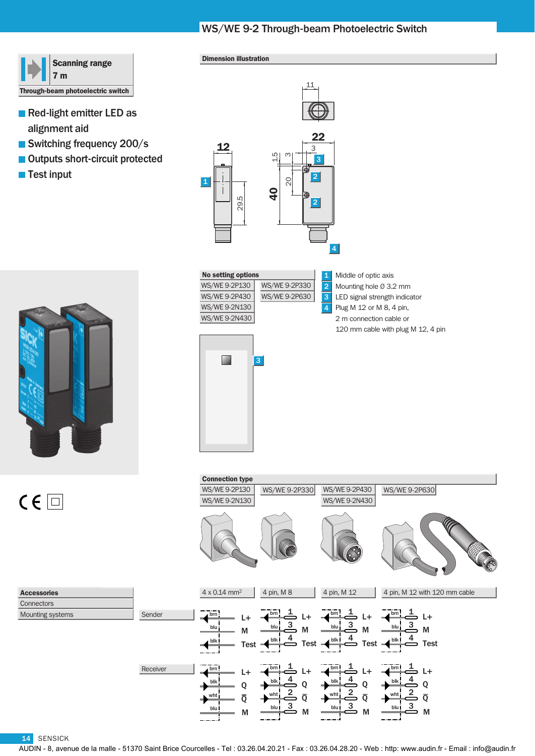# WS/WE 9-2 Through-beam Photoelectric Switch

**Scanning range**
**7 m**

**Through-beam photoelectric switch**

- Red-light LED as alignment aid
- Switching frequency 200/s
- Outputs short-circuit protected
- Test input

## Dimension illustration

| No setting options | |
|---|---|
| WS/WE 9-2P130 | WS/WE 9-2P330 |
| WS/WE 9-2P430 | WS/WE 9-2P630 |
| WS/WE 9-2N130 | |
| WS/WE 9-2N430 | |

1. Middle of optic axis
2. Mounting hole Ø 3.2 mm
3. LED signal strength indicator
4. Plug M 12 or M 8, 4 pin, 2 m connection cable or 120 mm cable with plug M 12, 4 pin

## Connection type

| WS/WE 9-2P130<br>WS/WE 9-2N130 | WS/WE 9-2P330 | WS/WE 9-2P430<br>WS/WE 9-2N430 | WS/WE 9-2P630 |
|---|---|---|---|
| 4 x 0.14 mm² | 4 pin, M 8 | 4 pin, M 12 | 4 pin, M 12 with 120 mm cable |

**Sender**

| 4 x 0.14 mm² | 4 pin, M 8 | 4 pin, M 12 | 4 pin, M 12 with 120 mm cable |
|---|---|---|---|
| brn – L+ | brn 1 – L+ | brn 1 – L+ | brn 1 – L+ |
| blu – M | blu 3 – M | blu 3 – M | blu 3 – M |
| blk – Test | blk 4 – Test | blk 4 – Test | blk 4 – Test |

**Receiver**

| 4 x 0.14 mm² | 4 pin, M 8 | 4 pin, M 12 | 4 pin, M 12 with 120 mm cable |
|---|---|---|---|
| brn – L+ | brn 1 – L+ | brn 1 – L+ | brn 1 – L+ |
| blk – Q | blk 4 – Q | blk 4 – Q | blk 4 – Q |
| wht – Q̄ | wht 2 – Q̄ | wht 2 – Q̄ | wht 2 – Q̄ |
| blu – M | blu 3 – M | blu 3 – M | blu 3 – M |

| Accessories |
|---|
| Connectors |
| Mounting systems |

AUDIN - 8, avenue de la malle - 51370 Saint Brice Courcelles - Tel : 03.26.04.20.21 - Fax : 03.26.04.28.20 - Web : http: www.audin.fr - Email : info@audin.fr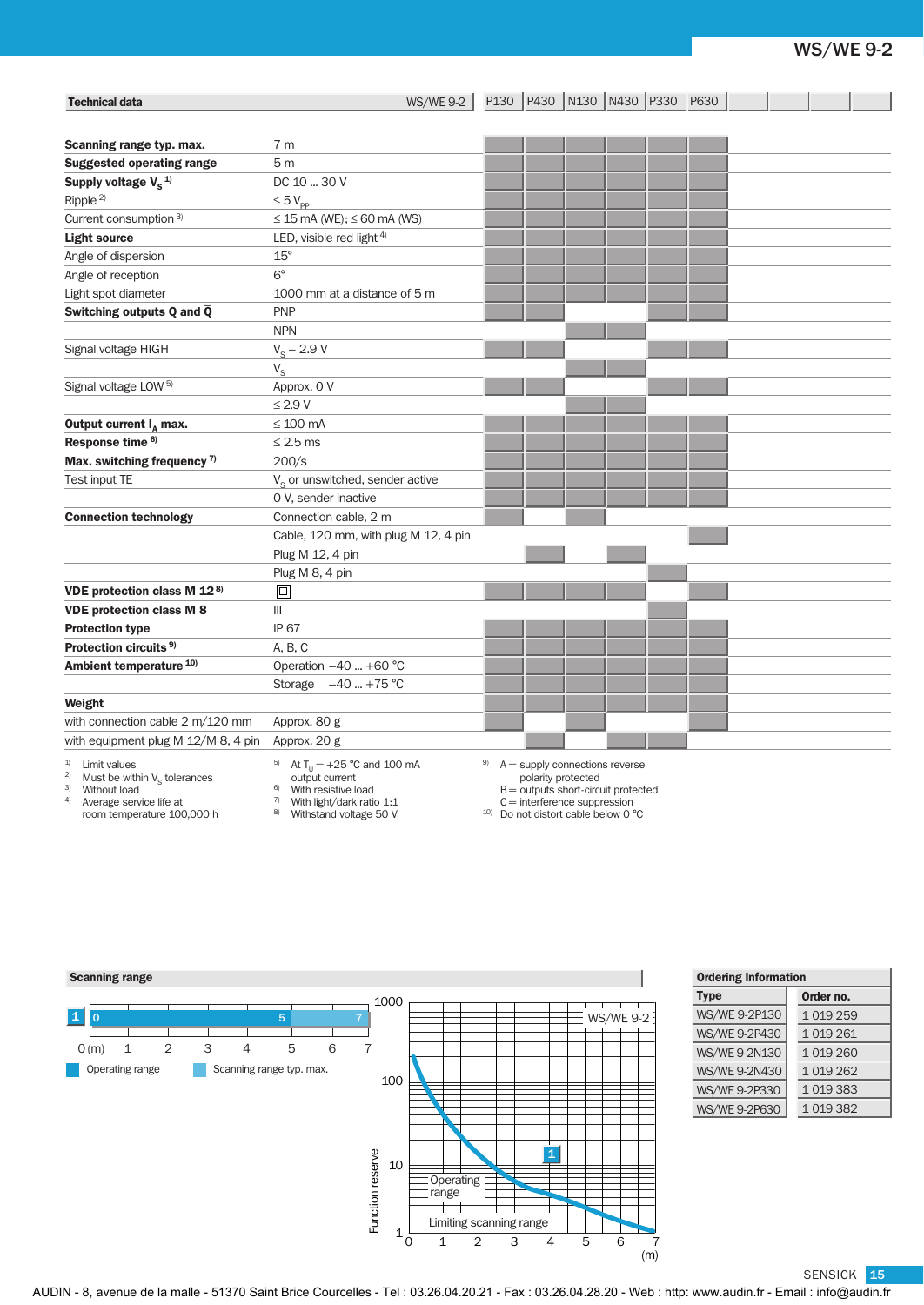# WS/WE 9-2

| Technical data | WS/WE 9-2 | P130 | P430 | N130 | N430 | P330 | P630 |
|---|---|---|---|---|---|---|---|
| **Scanning range typ. max.** | 7 m | ■ | ■ | ■ | ■ | ■ | ■ |
| **Suggested operating range** | 5 m | ■ | ■ | ■ | ■ | ■ | ■ |
| **Supply voltage $V_S$** [1] | DC 10 ... 30 V | ■ | ■ | ■ | ■ | ■ | ■ |
| Ripple [2] | ≤ 5 $V_{pp}$ | ■ | ■ | ■ | ■ | ■ | ■ |
| Current consumption [3] | ≤ 15 mA (WE); ≤ 60 mA (WS) | ■ | ■ | ■ | ■ | ■ | ■ |
| **Light source** | LED, visible red light [4] | ■ | ■ | ■ | ■ | ■ | ■ |
| Angle of dispersion | 15° | ■ | ■ | ■ | ■ | ■ | ■ |
| Angle of reception | 6° | ■ | ■ | ■ | ■ | ■ | ■ |
| Light spot diameter | 1000 mm at a distance of 5 m | ■ | ■ | ■ | ■ | ■ | ■ |
| **Switching outputs Q and $\bar{Q}$** | PNP | ■ | ■ | | | ■ | ■ |
| | NPN | | | ■ | ■ | | |
| Signal voltage HIGH | $V_S$ – 2.9 V | ■ | ■ | | | ■ | ■ |
| | $V_S$ | | | ■ | ■ | | |
| Signal voltage LOW [5] | Approx. 0 V | ■ | ■ | | | ■ | ■ |
| | ≤ 2.9 V | | | ■ | ■ | | |
| **Output current $I_A$ max.** | ≤ 100 mA | ■ | ■ | ■ | ■ | ■ | ■ |
| **Response time** [6] | ≤ 2.5 ms | ■ | ■ | ■ | ■ | ■ | ■ |
| **Max. switching frequency** [7] | 200/s | ■ | ■ | ■ | ■ | ■ | ■ |
| Test input TE | $V_S$ or unswitched, sender active | ■ | ■ | ■ | ■ | ■ | ■ |
| | 0 V, sender inactive | ■ | ■ | ■ | ■ | ■ | ■ |
| **Connection technology** | Connection cable, 2 m | ■ | | ■ | | | |
| | Cable, 120 mm, with plug M 12, 4 pin | | | | | | ■ |
| | Plug M 12, 4 pin | | ■ | | ■ | | |
| | Plug M 8, 4 pin | | | | | ■ | |
| **VDE protection class M 12** [8] | ▣ | ■ | ■ | ■ | ■ | | ■ |
| **VDE protection class M 8** | III | | | | | ■ | |
| **Protection type** | IP 67 | ■ | ■ | ■ | ■ | ■ | ■ |
| **Protection circuits** [9] | A, B, C | ■ | ■ | ■ | ■ | ■ | ■ |
| **Ambient temperature** [10] | Operation –40 ... +60 °C | ■ | ■ | ■ | ■ | ■ | ■ |
| | Storage –40 ... +75 °C | ■ | ■ | ■ | ■ | ■ | ■ |
| **Weight** | | ■ | ■ | ■ | ■ | ■ | ■ |
| with connection cable 2 m/120 mm | Approx. 80 g | ■ | | ■ | | | ■ |
| with equipment plug M 12/M 8, 4 pin | Approx. 20 g | | ■ | | ■ | ■ | |

1) Limit values
2) Must be within $V_S$ tolerances
3) Without load
4) Average service life at room temperature 100,000 h
5) At $T_U$ = +25 °C and 100 mA output current
6) With resistive load
7) With light/dark ratio 1:1
8) Withstand voltage 50 V
9) A = supply connections reverse polarity protected
B = outputs short-circuit protected
C = interference suppression
10) Do not distort cable below 0 °C

## Scanning range

1: 0 ... 5 ... 7 (m)

Operating range ■ Scanning range typ. max.

Function reserve chart: WS/WE 9-2 – Operating range – Limiting scanning range (m)

## Ordering Information

| Type | Order no. |
|---|---|
| WS/WE 9-2P130 | 1 019 259 |
| WS/WE 9-2P430 | 1 019 261 |
| WS/WE 9-2N130 | 1 019 260 |
| WS/WE 9-2N430 | 1 019 262 |
| WS/WE 9-2P330 | 1 019 383 |
| WS/WE 9-2P630 | 1 019 382 |

AUDIN - 8, avenue de la malle - 51370 Saint Brice Courcelles - Tel : 03.26.04.20.21 - Fax : 03.26.04.28.20 - Web : http: www.audin.fr - Email : info@audin.fr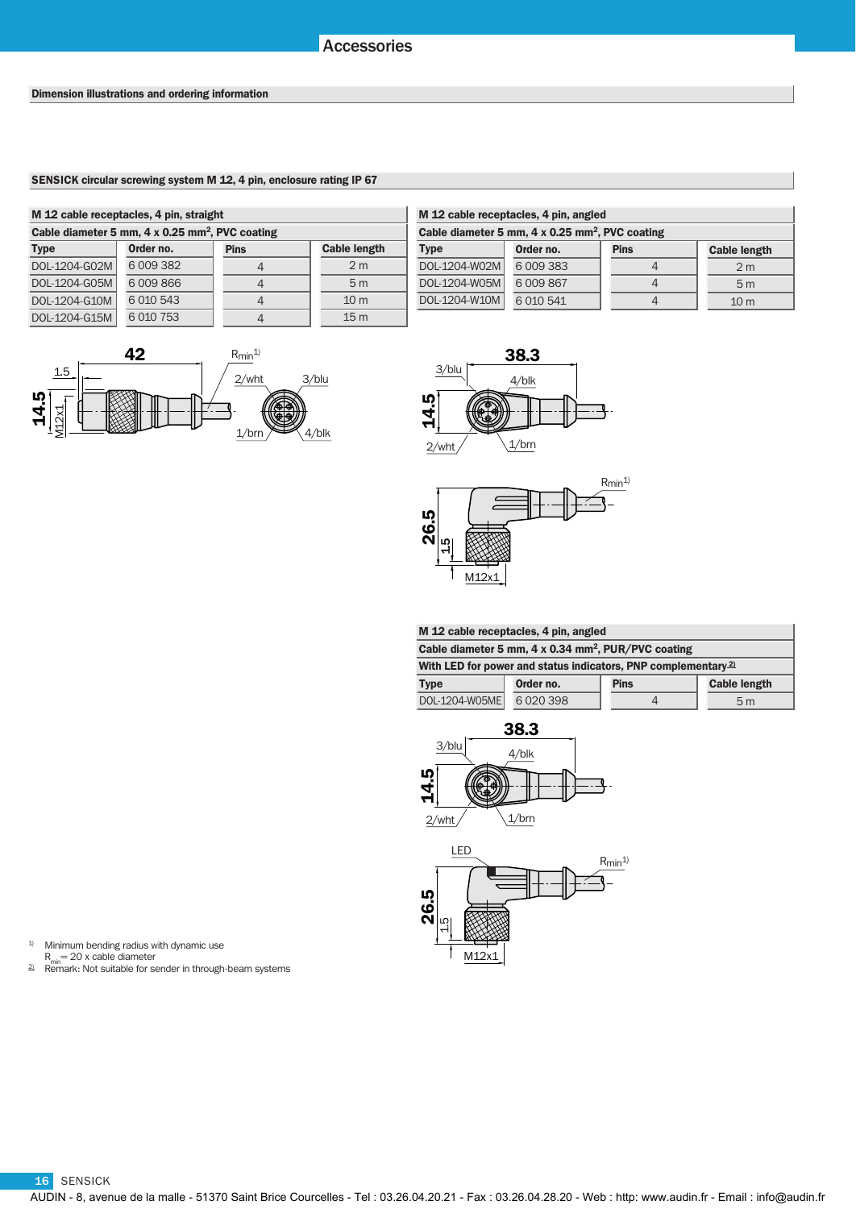## Accessories

### Dimension illustrations and ordering information

### SENSICK circular screwing system M 12, 4 pin, enclosure rating IP 67

**M 12 cable receptacles, 4 pin, straight**

**Cable diameter 5 mm, 4 x 0.25 mm², PVC coating**

| Type | Order no. | Pins | Cable length |
|---|---|---|---|
| DOL-1204-G02M | 6 009 382 | 4 | 2 m |
| DOL-1204-G05M | 6 009 866 | 4 | 5 m |
| DOL-1204-G10M | 6 010 543 | 4 | 10 m |
| DOL-1204-G15M | 6 010 753 | 4 | 15 m |

42
1.5
14.5
M12x1
$R_{min}$[1)]
2/wht 3/blu
1/brn 4/blk

**M 12 cable receptacles, 4 pin, angled**

**Cable diameter 5 mm, 4 x 0.25 mm², PVC coating**

| Type | Order no. | Pins | Cable length |
|---|---|---|---|
| DOL-1204-W02M | 6 009 383 | 4 | 2 m |
| DOL-1204-W05M | 6 009 867 | 4 | 5 m |
| DOL-1204-W10M | 6 010 541 | 4 | 10 m |

38.3
3/blu 4/blk
14.5
2/wht 1/brn

$R_{min}$[1)]
26.5
1.5
M12x1

**M 12 cable receptacles, 4 pin, angled**

**Cable diameter 5 mm, 4 x 0.34 mm², PUR/PVC coating**

**With LED for power and status indicators, PNP complementary[2)]**

| Type | Order no. | Pins | Cable length |
|---|---|---|---|
| DOL-1204-W05ME | 6 020 398 | 4 | 5 m |

38.3
3/blu 4/blk
14.5
2/wht 1/brn

LED
$R_{min}$[1)]
26.5
1.5
M12x1

[1)] Minimum bending radius with dynamic use
$R_{min}$ = 20 x cable diameter
[2)] Remark: Not suitable for sender in through-beam systems

AUDIN - 8, avenue de la malle - 51370 Saint Brice Courcelles - Tel : 03.26.04.20.21 - Fax : 03.26.04.28.20 - Web : http: www.audin.fr - Email : info@audin.fr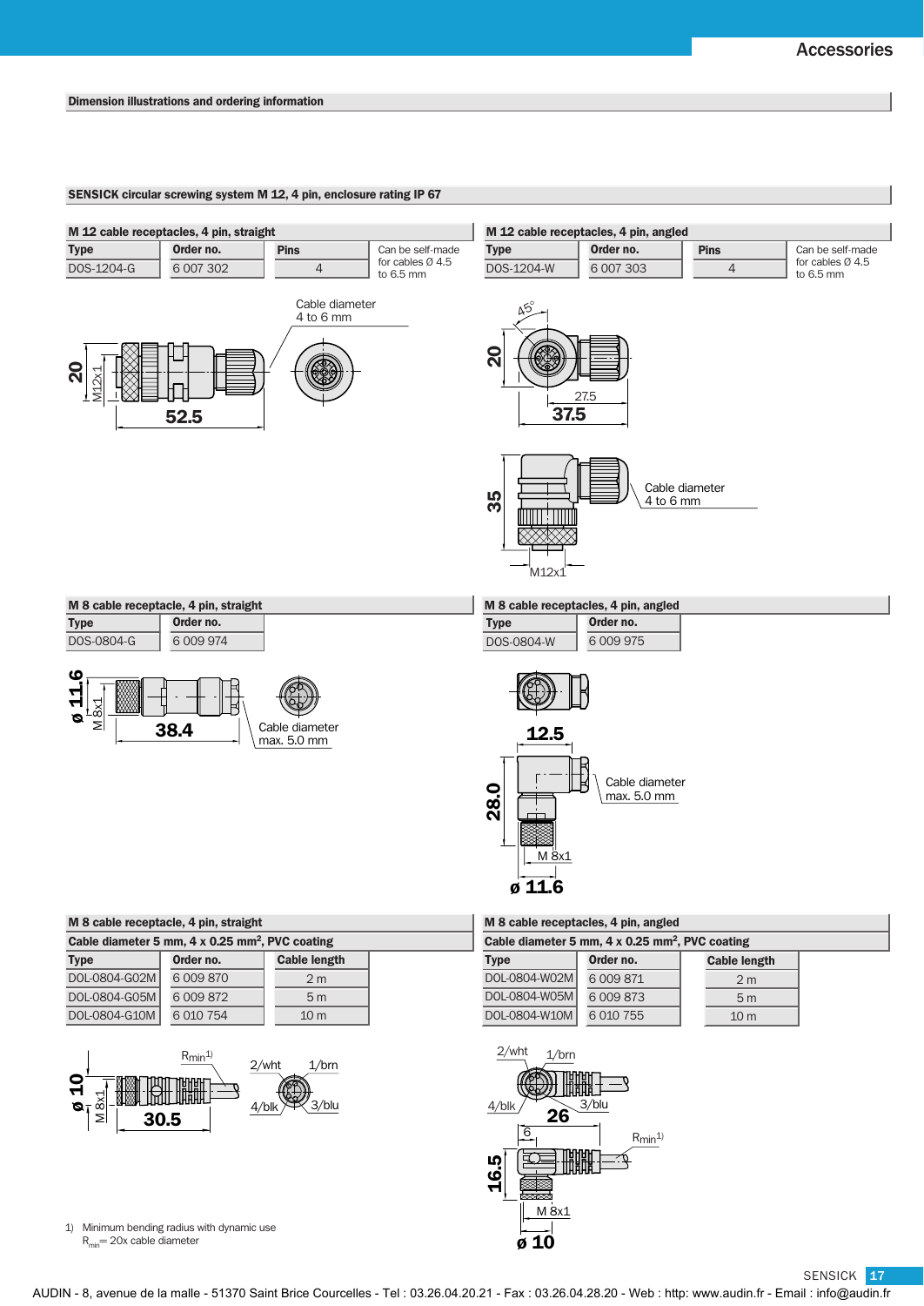## Accessories

### Dimension illustrations and ordering information

### SENSICK circular screwing system M 12, 4 pin, enclosure rating IP 67

#### M 12 cable receptacles, 4 pin, straight

| Type | Order no. | Pins | |
|---|---|---|---|
| DOS-1204-G | 6 007 302 | 4 | Can be self-made for cables Ø 4.5 to 6.5 mm |

Cable diameter 4 to 6 mm

20 M12x1 52.5

#### M 12 cable receptacles, 4 pin, angled

| Type | Order no. | Pins | |
|---|---|---|---|
| DOS-1204-W | 6 007 303 | 4 | Can be self-made for cables Ø 4.5 to 6.5 mm |

45° 20 27.5 37.5

35 Cable diameter 4 to 6 mm M12x1

#### M 8 cable receptacle, 4 pin, straight

| Type | Order no. |
|---|---|
| DOS-0804-G | 6 009 974 |

ø 11.6 M 8x1 38.4 Cable diameter max. 5.0 mm

#### M 8 cable receptacles, 4 pin, angled

| Type | Order no. |
|---|---|
| DOS-0804-W | 6 009 975 |

12.5 28.0 Cable diameter max. 5.0 mm M 8x1 ø 11.6

#### M 8 cable receptacle, 4 pin, straight

**Cable diameter 5 mm, 4 x 0.25 mm², PVC coating**

| Type | Order no. | Cable length |
|---|---|---|
| DOL-0804-G02M | 6 009 870 | 2 m |
| DOL-0804-G05M | 6 009 872 | 5 m |
| DOL-0804-G10M | 6 010 754 | 10 m |

ø 10 M 8x1 30.5 $R_{min}$[1) ] 2/wht 1/brn 4/blk 3/blu

#### M 8 cable receptacles, 4 pin, angled

**Cable diameter 5 mm, 4 x 0.25 mm², PVC coating**

| Type | Order no. | Cable length |
|---|---|---|
| DOL-0804-W02M | 6 009 871 | 2 m |
| DOL-0804-W05M | 6 009 873 | 5 m |
| DOL-0804-W10M | 6 010 755 | 10 m |

2/wht 1/brn 4/blk 3/blu 26 6 $R_{min}$[1)] 16.5 M 8x1 ø 10

1) Minimum bending radius with dynamic use
$R_{min}$ = 20x cable diameter

AUDIN - 8, avenue de la malle - 51370 Saint Brice Courcelles - Tel : 03.26.04.20.21 - Fax : 03.26.04.28.20 - Web : http: www.audin.fr - Email : info@audin.fr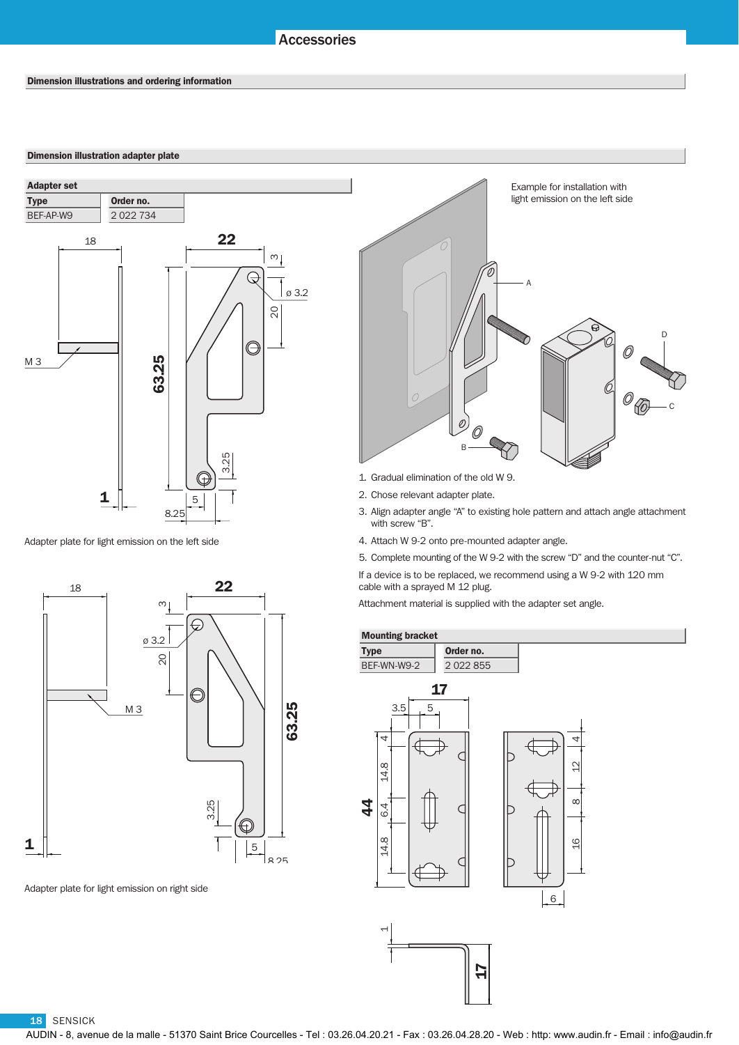# Accessories

## Dimension illustrations and ordering information

### Dimension illustration adapter plate

**Adapter set**

| Type | Order no. |
|---|---|
| BEF-AP-W9 | 2 022 734 |

Adapter plate for light emission on the left side

Adapter plate for light emission on right side

Example for installation with light emission on the left side

1. Gradual elimination of the old W 9.
2. Chose relevant adapter plate.
3. Align adapter angle “A” to existing hole pattern and attach angle attachment with screw “B”.
4. Attach W 9-2 onto pre-mounted adapter angle.
5. Complete mounting of the W 9-2 with the screw “D” and the counter-nut “C”.

If a device is to be replaced, we recommend using a W 9-2 with 120 mm cable with a sprayed M 12 plug.

Attachment material is supplied with the adapter set angle.

**Mounting bracket**

| Type | Order no. |
|---|---|
| BEF-WN-W9-2 | 2 022 855 |

AUDIN - 8, avenue de la malle - 51370 Saint Brice Courcelles - Tel : 03.26.04.20.21 - Fax : 03.26.04.28.20 - Web : http: www.audin.fr - Email : info@audin.fr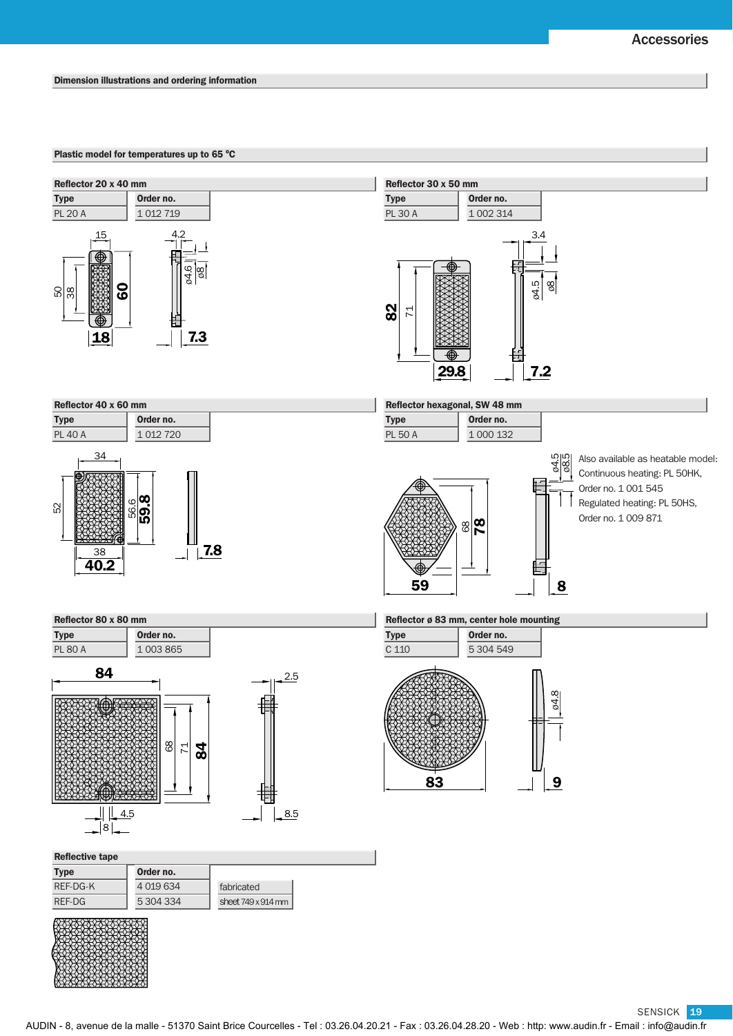## Dimension illustrations and ordering information

### Plastic model for temperatures up to 65 °C

#### Reflector 20 x 40 mm

| Type | Order no. |
|---|---|
| PL 20 A | 1 012 719 |

#### Reflector 30 x 50 mm

| Type | Order no. |
|---|---|
| PL 30 A | 1 002 314 |

#### Reflector 40 x 60 mm

| Type | Order no. |
|---|---|
| PL 40 A | 1 012 720 |

#### Reflector hexagonal, SW 48 mm

| Type | Order no. |
|---|---|
| PL 50 A | 1 000 132 |

Also available as heatable model:
Continuous heating: PL 50HK,
Order no. 1 001 545
Regulated heating: PL 50HS,
Order no. 1 009 871

#### Reflector 80 x 80 mm

| Type | Order no. |
|---|---|
| PL 80 A | 1 003 865 |

#### Reflector ø 83 mm, center hole mounting

| Type | Order no. |
|---|---|
| C 110 | 5 304 549 |

#### Reflective tape

| Type | Order no. | |
|---|---|---|
| REF-DG-K | 4 019 634 | fabricated |
| REF-DG | 5 304 334 | sheet 749 x 914 mm |

AUDIN - 8, avenue de la malle - 51370 Saint Brice Courcelles - Tel : 03.26.04.20.21 - Fax : 03.26.04.28.20 - Web : http: www.audin.fr - Email : info@audin.fr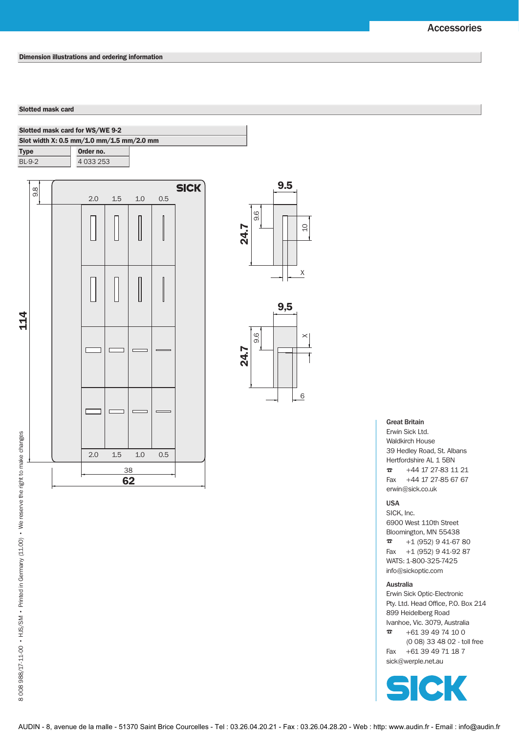# Accessories

## Dimension illustrations and ordering information

### Slotted mask card

**Slotted mask card for WS/WE 9-2**
**Slot width X: 0.5 mm/1.0 mm/1.5 mm/2.0 mm**

| Type | Order no. |
|---|---|
| BL-9-2 | 4 033 253 |

SICK

2.0 1.5 1.0 0.5

2.0 1.5 1.0 0.5

9.8

114

38

62

9.5

24.7

9.6

10

X

9,5

24.7

9.6

X

6

**Great Britain**
Erwin Sick Ltd.
Waldkirch House
39 Hedley Road, St. Albans
Hertfordshire AL 1 5BN
☎ +44 17 27-83 11 21
Fax +44 17 27-85 67 67
erwin@sick.co.uk

**USA**
SICK, Inc.
6900 West 110th Street
Bloomington, MN 55438
☎ +1 (952) 9 41-67 80
Fax +1 (952) 9 41-92 87
WATS: 1-800-325-7425
info@sickoptic.com

**Australia**
Erwin Sick Optic-Electronic
Pty. Ltd. Head Office, P.O. Box 214
899 Heidelberg Road
Ivanhoe, Vic. 3079, Australia
☎ +61 39 49 74 10 0
(0 08) 33 48 02 - toll free
Fax +61 39 49 71 18 7
sick@werple.net.au

SICK

8 008 988/17-11-00 • HJS/SM • Printed in Germany (11.00) • We reserve the right to make changes

AUDIN - 8, avenue de la malle - 51370 Saint Brice Courcelles - Tel : 03.26.04.20.21 - Fax : 03.26.04.28.20 - Web : http: www.audin.fr - Email : info@audin.fr